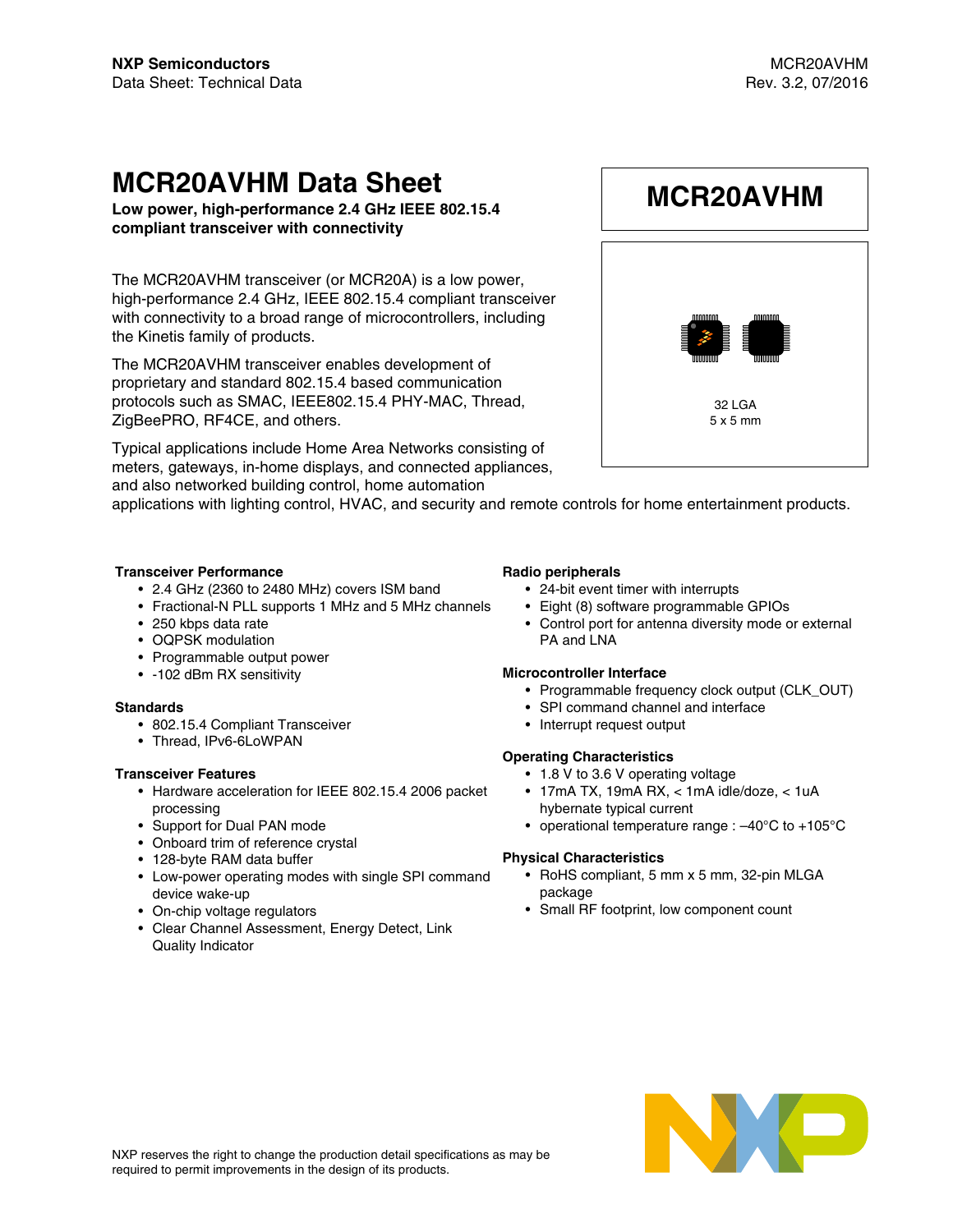**NXP Semiconductors**
Data Sheet: Technical Data

MCR20AVHM
Rev. 3.2, 07/2016

# MCR20AVHM Data Sheet

**Low power, high-performance 2.4 GHz IEEE 802.15.4 compliant transceiver with connectivity**

**MCR20AVHM**

32 LGA
5 x 5 mm

The MCR20AVHM transceiver (or MCR20A) is a low power, high-performance 2.4 GHz, IEEE 802.15.4 compliant transceiver with connectivity to a broad range of microcontrollers, including the Kinetis family of products.

The MCR20AVHM transceiver enables development of proprietary and standard 802.15.4 based communication protocols such as SMAC, IEEE802.15.4 PHY-MAC, Thread, ZigBeePRO, RF4CE, and others.

Typical applications include Home Area Networks consisting of meters, gateways, in-home displays, and connected appliances, and also networked building control, home automation applications with lighting control, HVAC, and security and remote controls for home entertainment products.

**Transceiver Performance**

- 2.4 GHz (2360 to 2480 MHz) covers ISM band
- Fractional-N PLL supports 1 MHz and 5 MHz channels
- 250 kbps data rate
- OQPSK modulation
- Programmable output power
- -102 dBm RX sensitivity

**Standards**

- 802.15.4 Compliant Transceiver
- Thread, IPv6-6LoWPAN

**Transceiver Features**

- Hardware acceleration for IEEE 802.15.4 2006 packet processing
- Support for Dual PAN mode
- Onboard trim of reference crystal
- 128-byte RAM data buffer
- Low-power operating modes with single SPI command device wake-up
- On-chip voltage regulators
- Clear Channel Assessment, Energy Detect, Link Quality Indicator

**Radio peripherals**

- 24-bit event timer with interrupts
- Eight (8) software programmable GPIOs
- Control port for antenna diversity mode or external PA and LNA

**Microcontroller Interface**

- Programmable frequency clock output (CLK_OUT)
- SPI command channel and interface
- Interrupt request output

**Operating Characteristics**

- 1.8 V to 3.6 V operating voltage
- 17mA TX, 19mA RX, < 1mA idle/doze, < 1uA hybernate typical current
- operational temperature range : –40°C to +105°C

**Physical Characteristics**

- RoHS compliant, 5 mm x 5 mm, 32-pin MLGA package
- Small RF footprint, low component count

NXP reserves the right to change the production detail specifications as may be required to permit improvements in the design of its products.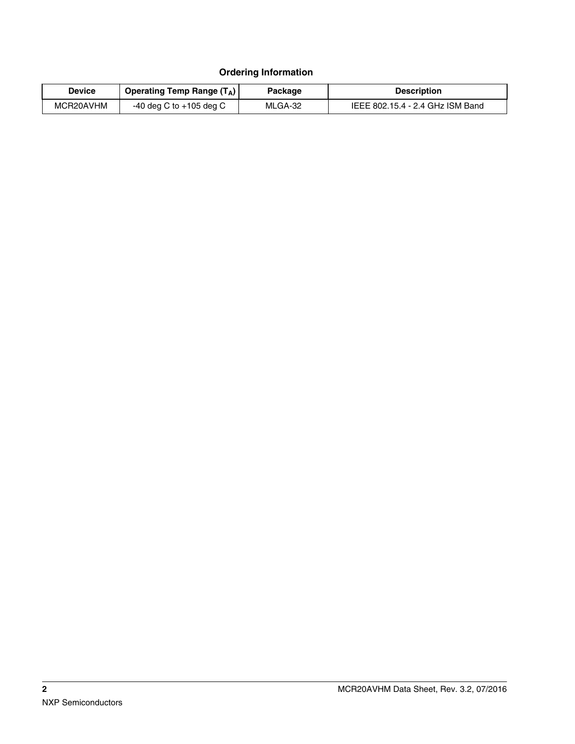**Ordering Information**

| Device | Operating Temp Range ($T_A$) | Package | Description |
|---|---|---|---|
| MCR20AVHM | -40 deg C to +105 deg C | MLGA-32 | IEEE 802.15.4 - 2.4 GHz ISM Band |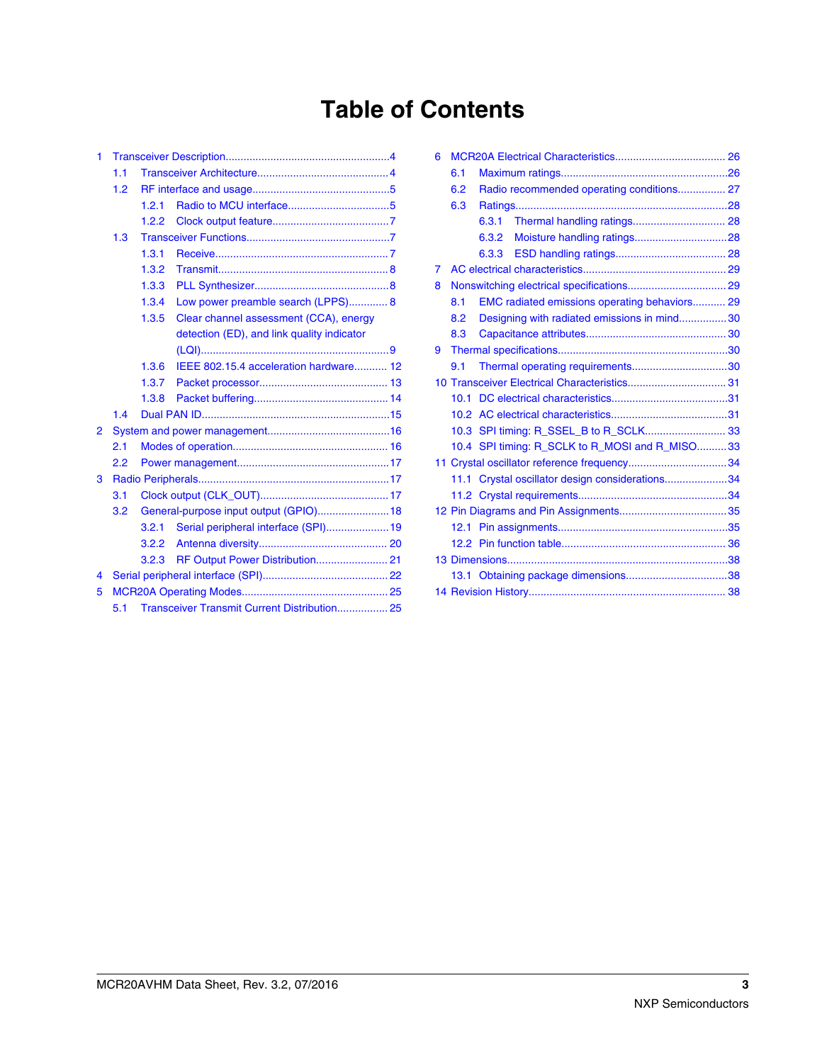# Table of Contents

- 1 Transceiver Description....................................................4
  - 1.1 Transceiver Architecture..........................................4
  - 1.2 RF interface and usage............................................5
    - 1.2.1 Radio to MCU interface.................................5
    - 1.2.2 Clock output feature......................................7
  - 1.3 Transceiver Functions...............................................7
    - 1.3.1 Receive........................................................7
    - 1.3.2 Transmit.......................................................8
    - 1.3.3 PLL Synthesizer............................................8
    - 1.3.4 Low power preamble search (LPPS).............8
    - 1.3.5 Clear channel assessment (CCA), energy detection (ED), and link quality indicator (LQI).............................................................9
    - 1.3.6 IEEE 802.15.4 acceleration hardware...........12
    - 1.3.7 Packet processor...........................................13
    - 1.3.8 Packet buffering............................................14
  - 1.4 Dual PAN ID..............................................................15
- 2 System and power management........................................16
  - 2.1 Modes of operation....................................................16
  - 2.2 Power management...................................................17
- 3 Radio Peripherals...............................................................17
  - 3.1 Clock output (CLK_OUT)...........................................17
  - 3.2 General-purpose input output (GPIO)........................18
    - 3.2.1 Serial peripheral interface (SPI).....................19
    - 3.2.2 Antenna diversity...........................................20
    - 3.2.3 RF Output Power Distribution........................21
- 4 Serial peripheral interface (SPI)..........................................22
- 5 MCR20A Operating Modes.................................................25
  - 5.1 Transceiver Transmit Current Distribution.................25
- 6 MCR20A Electrical Characteristics....................................26
  - 6.1 Maximum ratings.......................................................26
  - 6.2 Radio recommended operating conditions................27
  - 6.3 Ratings......................................................................28
    - 6.3.1 Thermal handling ratings...............................28
    - 6.3.2 Moisture handling ratings..............................28
    - 6.3.3 ESD handling ratings.....................................28
- 7 AC electrical characteristics...............................................29
- 8 Nonswitching electrical specifications.................................29
  - 8.1 EMC radiated emissions operating behaviors...........29
  - 8.2 Designing with radiated emissions in mind................30
  - 8.3 Capacitance attributes...............................................30
- 9 Thermal specifications........................................................30
  - 9.1 Thermal operating requirements...............................30
- 10 Transceiver Electrical Characteristics.................................31
  - 10.1 DC electrical characteristics......................................31
  - 10.2 AC electrical characteristics......................................31
  - 10.3 SPI timing: R_SSEL_B to R_SCLK...........................33
  - 10.4 SPI timing: R_SCLK to R_MOSI and R_MISO..........33
- 11 Crystal oscillator reference frequency.................................34
  - 11.1 Crystal oscillator design considerations.....................34
  - 11.2 Crystal requirements.................................................34
- 12 Pin Diagrams and Pin Assignments....................................35
  - 12.1 Pin assignments........................................................35
  - 12.2 Pin function table.......................................................36
- 13 Dimensions.........................................................................38
  - 13.1 Obtaining package dimensions.................................38
- 14 Revision History.................................................................38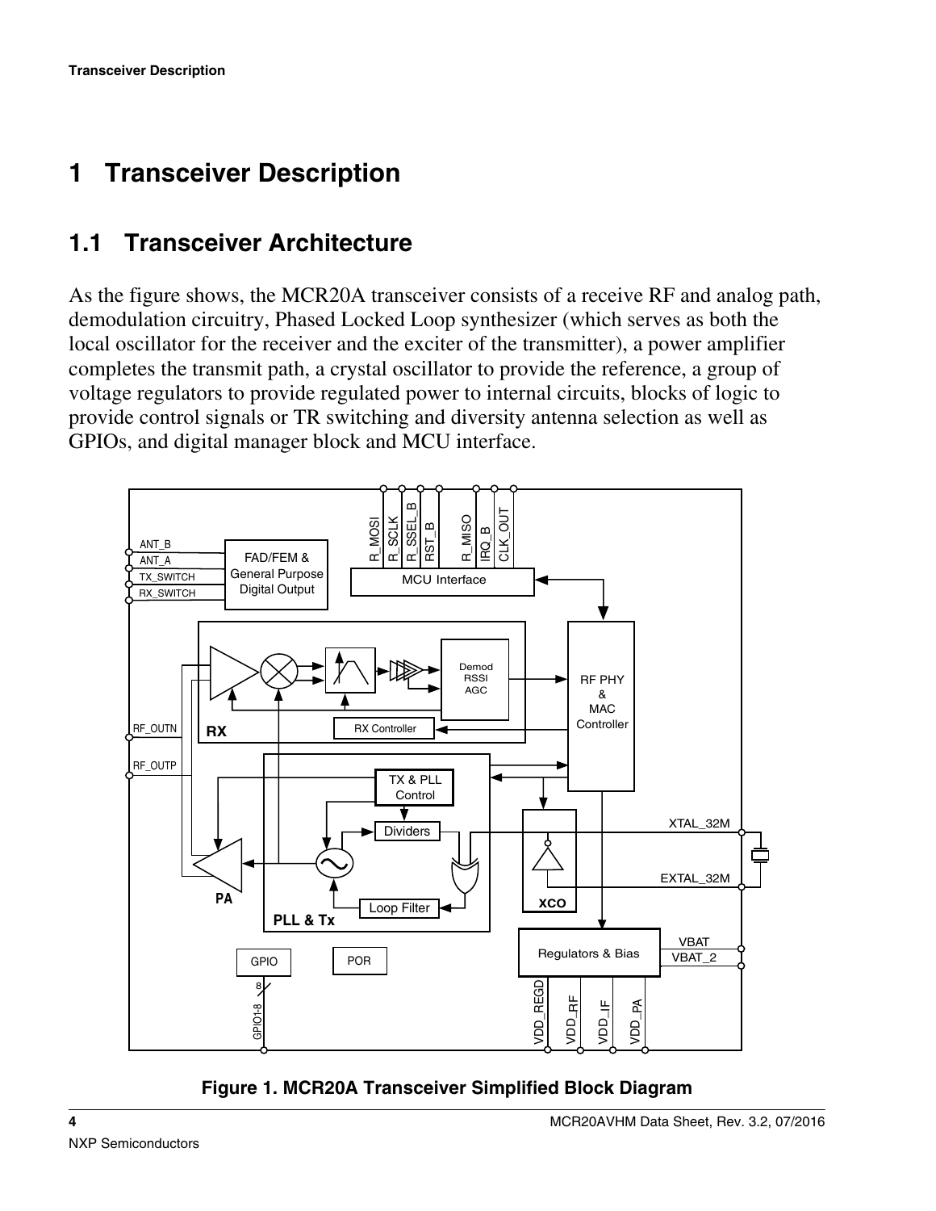# 1 Transceiver Description

## 1.1 Transceiver Architecture

As the figure shows, the MCR20A transceiver consists of a receive RF and analog path, demodulation circuitry, Phased Locked Loop synthesizer (which serves as both the local oscillator for the receiver and the exciter of the transmitter), a power amplifier completes the transmit path, a crystal oscillator to provide the reference, a group of voltage regulators to provide regulated power to internal circuits, blocks of logic to provide control signals or TR switching and diversity antenna selection as well as GPIOs, and digital manager block and MCU interface.

**Figure 1. MCR20A Transceiver Simplified Block Diagram**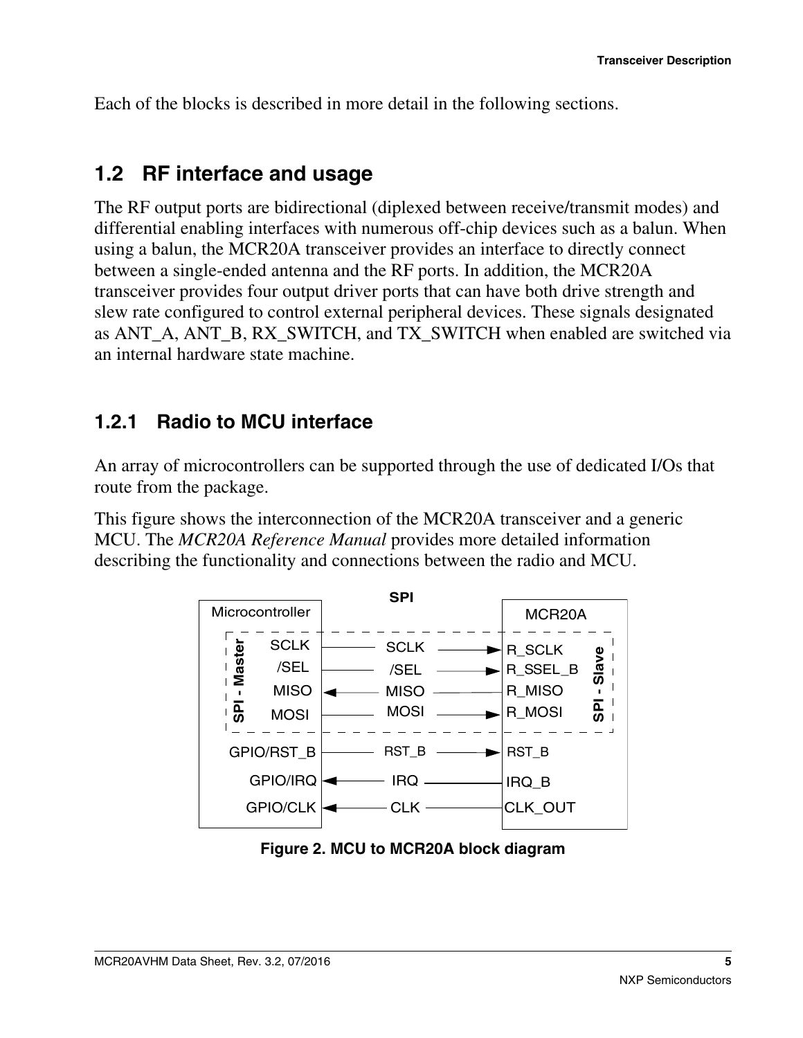Each of the blocks is described in more detail in the following sections.

## 1.2 RF interface and usage

The RF output ports are bidirectional (diplexed between receive/transmit modes) and differential enabling interfaces with numerous off-chip devices such as a balun. When using a balun, the MCR20A transceiver provides an interface to directly connect between a single-ended antenna and the RF ports. In addition, the MCR20A transceiver provides four output driver ports that can have both drive strength and slew rate configured to control external peripheral devices. These signals designated as ANT_A, ANT_B, RX_SWITCH, and TX_SWITCH when enabled are switched via an internal hardware state machine.

### 1.2.1 Radio to MCU interface

An array of microcontrollers can be supported through the use of dedicated I/Os that route from the package.

This figure shows the interconnection of the MCR20A transceiver and a generic MCU. The *MCR20A Reference Manual* provides more detailed information describing the functionality and connections between the radio and MCU.

**Figure 2. MCU to MCR20A block diagram**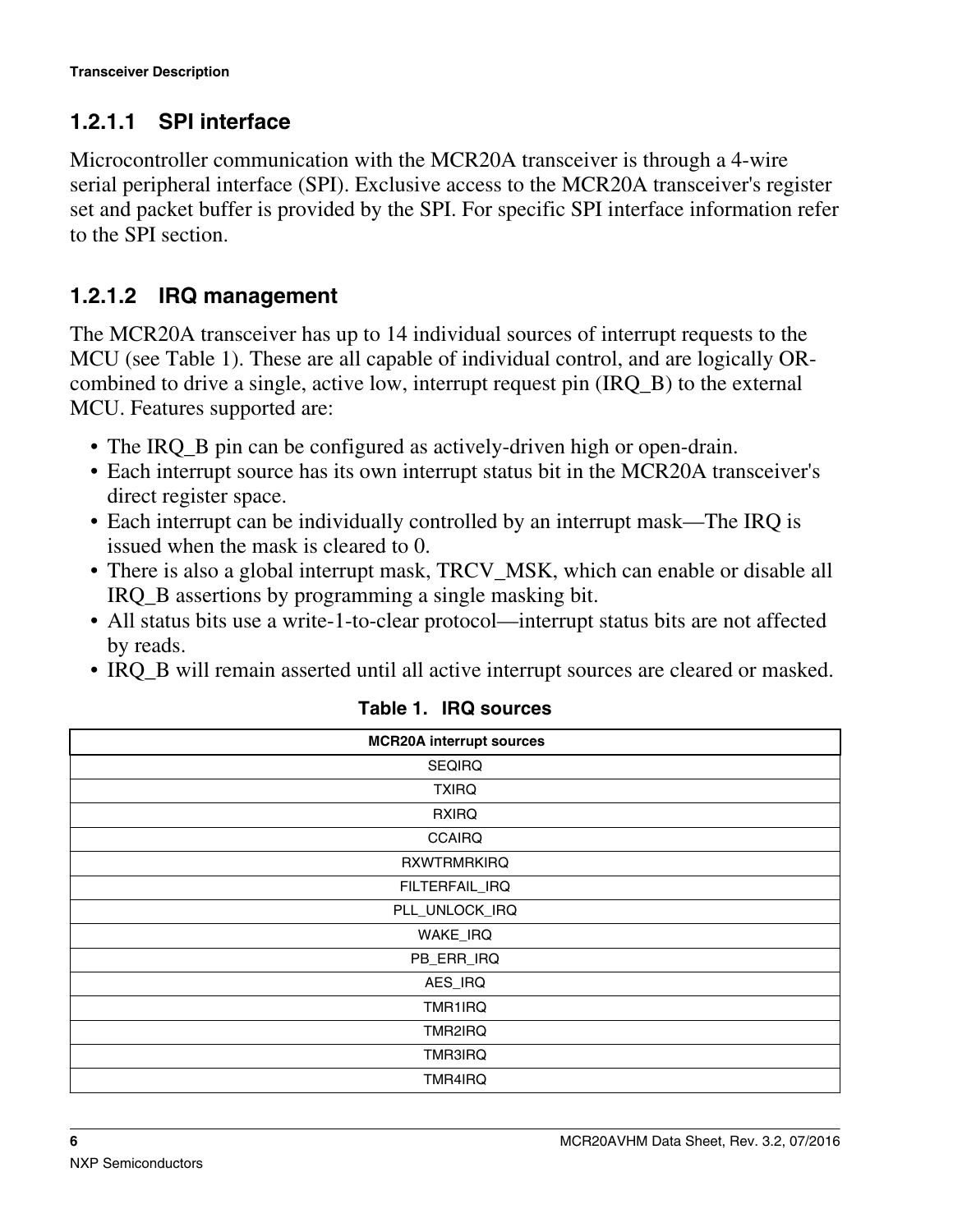### 1.2.1.1 SPI interface

Microcontroller communication with the MCR20A transceiver is through a 4-wire serial peripheral interface (SPI). Exclusive access to the MCR20A transceiver's register set and packet buffer is provided by the SPI. For specific SPI interface information refer to the SPI section.

### 1.2.1.2 IRQ management

The MCR20A transceiver has up to 14 individual sources of interrupt requests to the MCU (see Table 1). These are all capable of individual control, and are logically OR-combined to drive a single, active low, interrupt request pin (IRQ_B) to the external MCU. Features supported are:

- The IRQ_B pin can be configured as actively-driven high or open-drain.
- Each interrupt source has its own interrupt status bit in the MCR20A transceiver's direct register space.
- Each interrupt can be individually controlled by an interrupt mask—The IRQ is issued when the mask is cleared to 0.
- There is also a global interrupt mask, TRCV_MSK, which can enable or disable all IRQ_B assertions by programming a single masking bit.
- All status bits use a write-1-to-clear protocol—interrupt status bits are not affected by reads.
- IRQ_B will remain asserted until all active interrupt sources are cleared or masked.

**Table 1. IRQ sources**

| MCR20A interrupt sources |
|---|
| SEQIRQ |
| TXIRQ |
| RXIRQ |
| CCAIRQ |
| RXWTRMRKIRQ |
| FILTERFAIL_IRQ |
| PLL_UNLOCK_IRQ |
| WAKE_IRQ |
| PB_ERR_IRQ |
| AES_IRQ |
| TMR1IRQ |
| TMR2IRQ |
| TMR3IRQ |
| TMR4IRQ |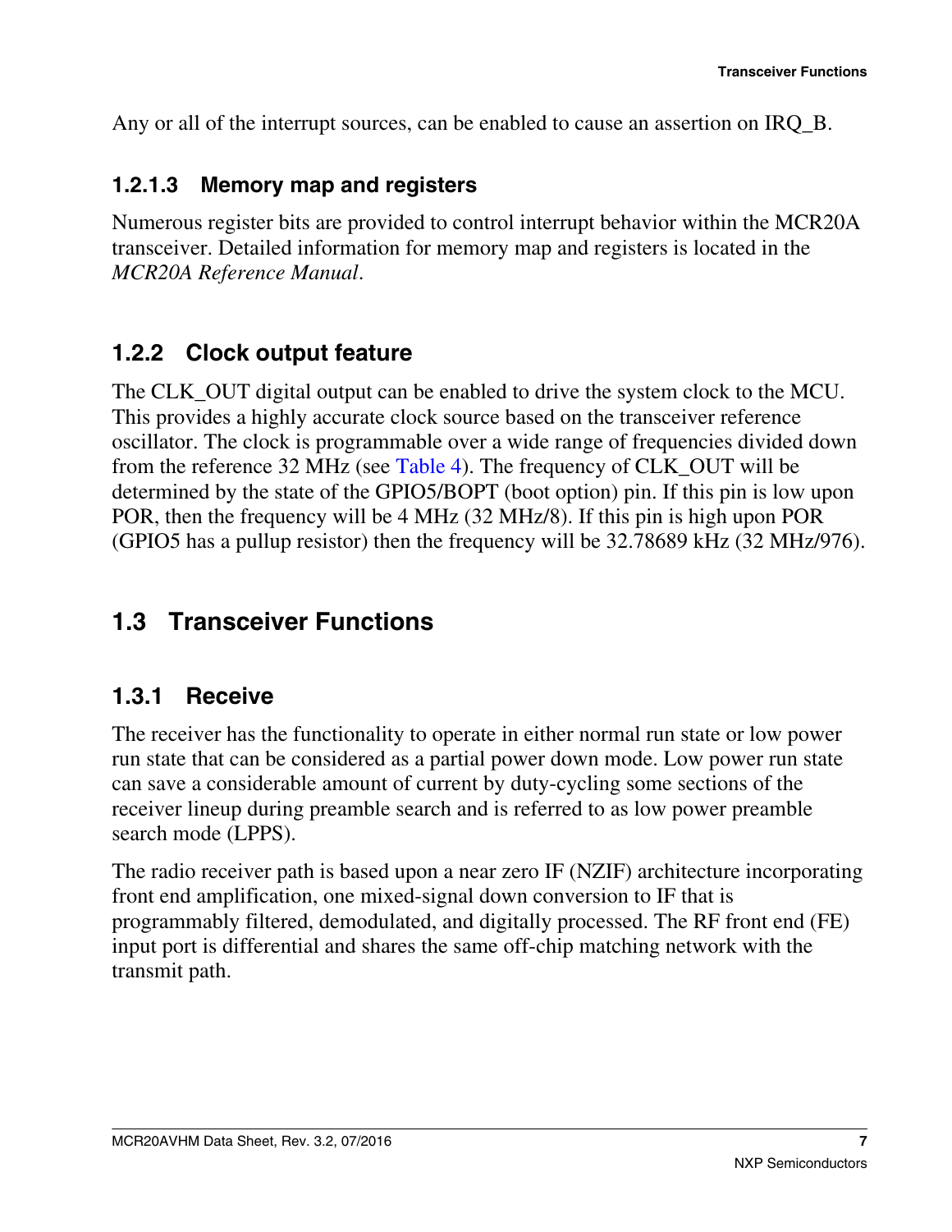Any or all of the interrupt sources, can be enabled to cause an assertion on IRQ_B.

#### 1.2.1.3 Memory map and registers

Numerous register bits are provided to control interrupt behavior within the MCR20A transceiver. Detailed information for memory map and registers is located in the *MCR20A Reference Manual*.

### 1.2.2 Clock output feature

The CLK_OUT digital output can be enabled to drive the system clock to the MCU. This provides a highly accurate clock source based on the transceiver reference oscillator. The clock is programmable over a wide range of frequencies divided down from the reference 32 MHz (see Table 4). The frequency of CLK_OUT will be determined by the state of the GPIO5/BOPT (boot option) pin. If this pin is low upon POR, then the frequency will be 4 MHz (32 MHz/8). If this pin is high upon POR (GPIO5 has a pullup resistor) then the frequency will be 32.78689 kHz (32 MHz/976).

## 1.3 Transceiver Functions

### 1.3.1 Receive

The receiver has the functionality to operate in either normal run state or low power run state that can be considered as a partial power down mode. Low power run state can save a considerable amount of current by duty-cycling some sections of the receiver lineup during preamble search and is referred to as low power preamble search mode (LPPS).

The radio receiver path is based upon a near zero IF (NZIF) architecture incorporating front end amplification, one mixed-signal down conversion to IF that is programmably filtered, demodulated, and digitally processed. The RF front end (FE) input port is differential and shares the same off-chip matching network with the transmit path.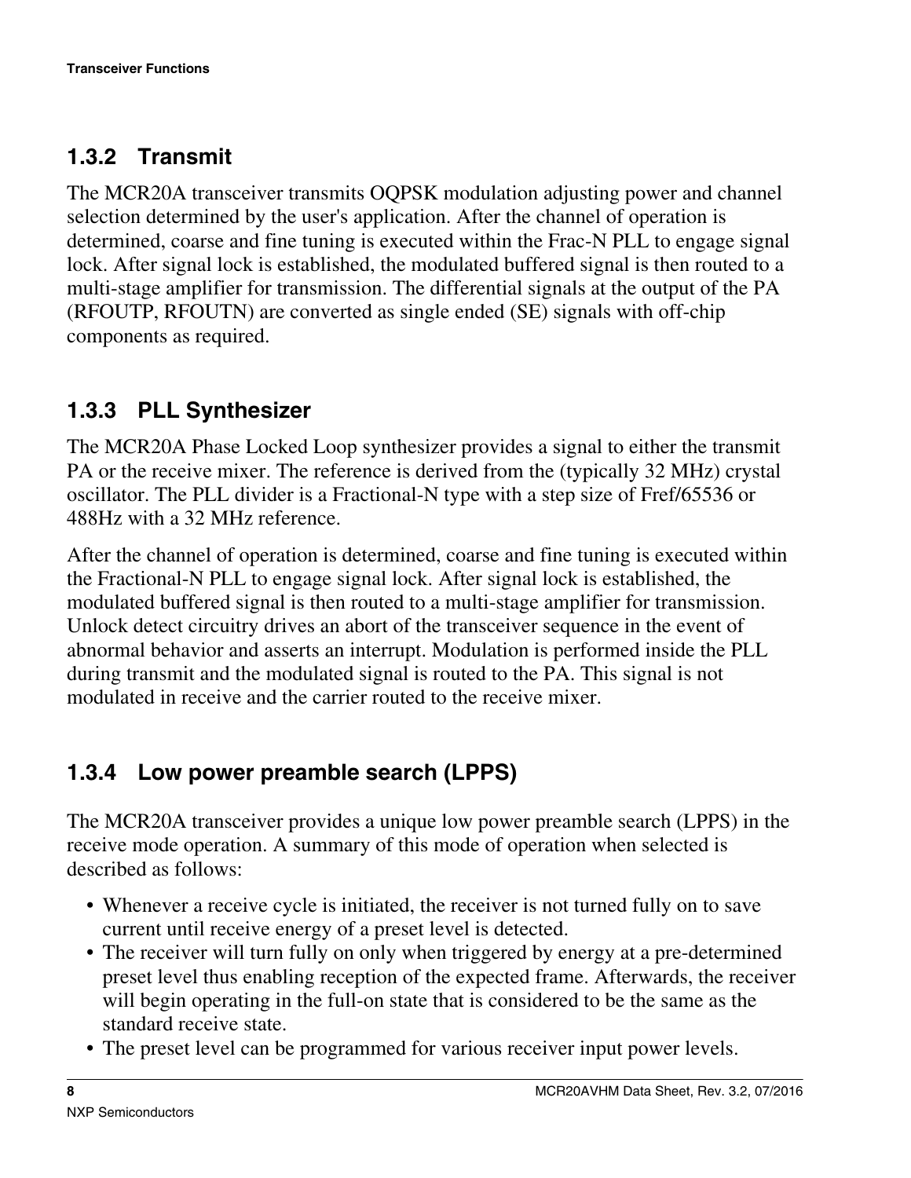### 1.3.2 Transmit

The MCR20A transceiver transmits OQPSK modulation adjusting power and channel selection determined by the user's application. After the channel of operation is determined, coarse and fine tuning is executed within the Frac-N PLL to engage signal lock. After signal lock is established, the modulated buffered signal is then routed to a multi-stage amplifier for transmission. The differential signals at the output of the PA (RFOUTP, RFOUTN) are converted as single ended (SE) signals with off-chip components as required.

### 1.3.3 PLL Synthesizer

The MCR20A Phase Locked Loop synthesizer provides a signal to either the transmit PA or the receive mixer. The reference is derived from the (typically 32 MHz) crystal oscillator. The PLL divider is a Fractional-N type with a step size of Fref/65536 or 488Hz with a 32 MHz reference.

After the channel of operation is determined, coarse and fine tuning is executed within the Fractional-N PLL to engage signal lock. After signal lock is established, the modulated buffered signal is then routed to a multi-stage amplifier for transmission. Unlock detect circuitry drives an abort of the transceiver sequence in the event of abnormal behavior and asserts an interrupt. Modulation is performed inside the PLL during transmit and the modulated signal is routed to the PA. This signal is not modulated in receive and the carrier routed to the receive mixer.

### 1.3.4 Low power preamble search (LPPS)

The MCR20A transceiver provides a unique low power preamble search (LPPS) in the receive mode operation. A summary of this mode of operation when selected is described as follows:

- Whenever a receive cycle is initiated, the receiver is not turned fully on to save current until receive energy of a preset level is detected.
- The receiver will turn fully on only when triggered by energy at a pre-determined preset level thus enabling reception of the expected frame. Afterwards, the receiver will begin operating in the full-on state that is considered to be the same as the standard receive state.
- The preset level can be programmed for various receiver input power levels.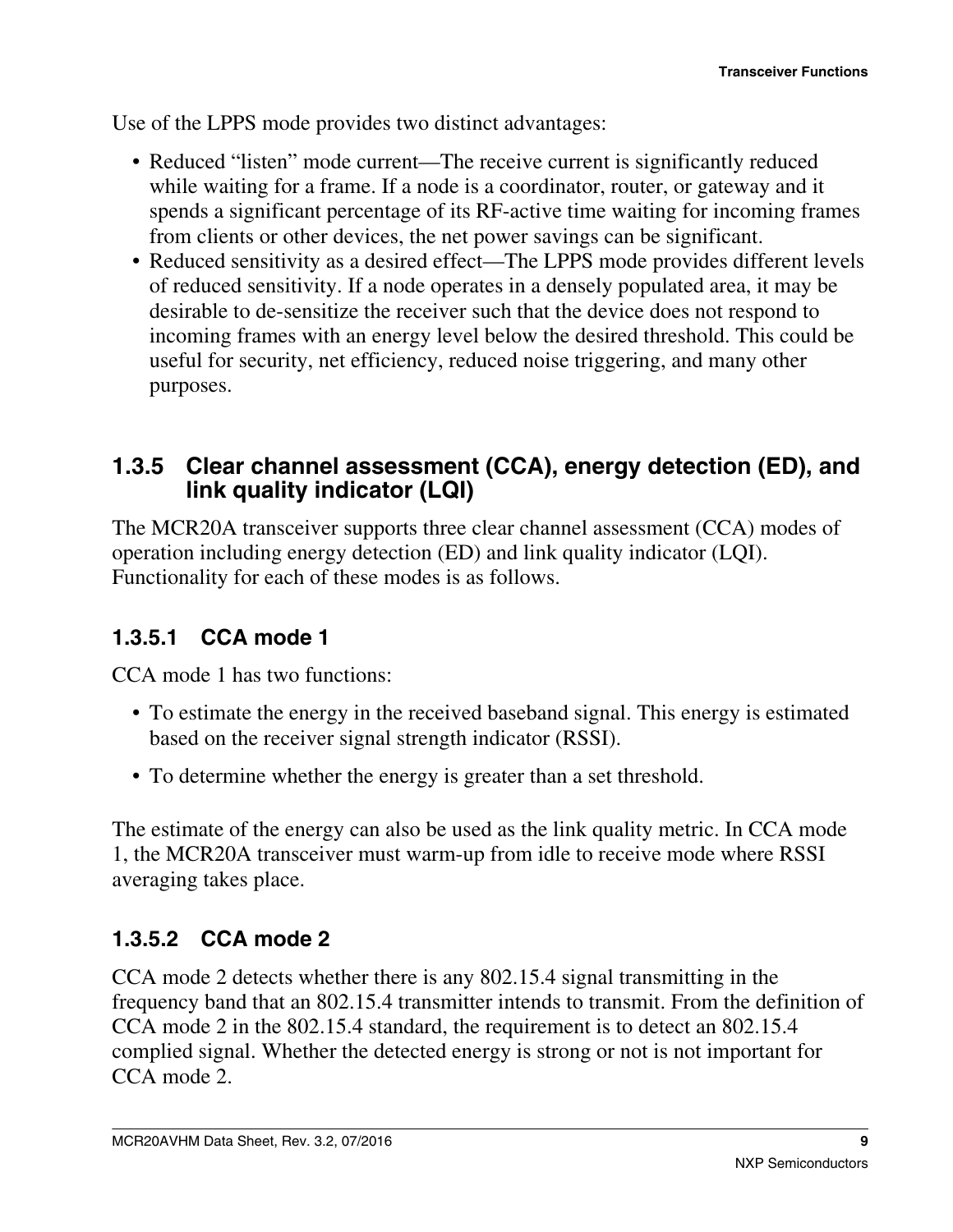Use of the LPPS mode provides two distinct advantages:

- Reduced “listen” mode current—The receive current is significantly reduced while waiting for a frame. If a node is a coordinator, router, or gateway and it spends a significant percentage of its RF-active time waiting for incoming frames from clients or other devices, the net power savings can be significant.
- Reduced sensitivity as a desired effect—The LPPS mode provides different levels of reduced sensitivity. If a node operates in a densely populated area, it may be desirable to de-sensitize the receiver such that the device does not respond to incoming frames with an energy level below the desired threshold. This could be useful for security, net efficiency, reduced noise triggering, and many other purposes.

### 1.3.5 Clear channel assessment (CCA), energy detection (ED), and link quality indicator (LQI)

The MCR20A transceiver supports three clear channel assessment (CCA) modes of operation including energy detection (ED) and link quality indicator (LQI). Functionality for each of these modes is as follows.

#### 1.3.5.1 CCA mode 1

CCA mode 1 has two functions:

- To estimate the energy in the received baseband signal. This energy is estimated based on the receiver signal strength indicator (RSSI).
- To determine whether the energy is greater than a set threshold.

The estimate of the energy can also be used as the link quality metric. In CCA mode 1, the MCR20A transceiver must warm-up from idle to receive mode where RSSI averaging takes place.

#### 1.3.5.2 CCA mode 2

CCA mode 2 detects whether there is any 802.15.4 signal transmitting in the frequency band that an 802.15.4 transmitter intends to transmit. From the definition of CCA mode 2 in the 802.15.4 standard, the requirement is to detect an 802.15.4 complied signal. Whether the detected energy is strong or not is not important for CCA mode 2.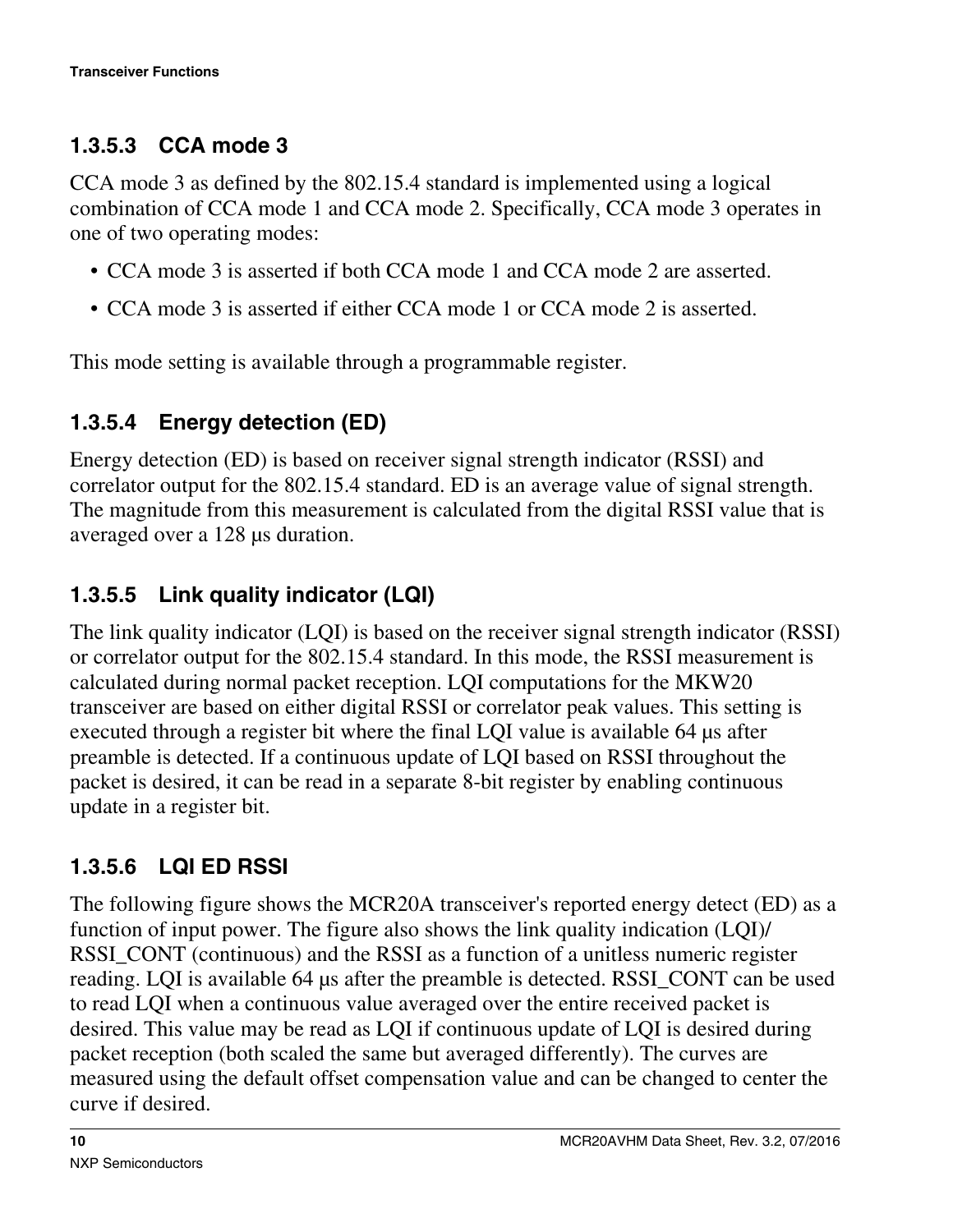### 1.3.5.3 CCA mode 3

CCA mode 3 as defined by the 802.15.4 standard is implemented using a logical combination of CCA mode 1 and CCA mode 2. Specifically, CCA mode 3 operates in one of two operating modes:

- CCA mode 3 is asserted if both CCA mode 1 and CCA mode 2 are asserted.
- CCA mode 3 is asserted if either CCA mode 1 or CCA mode 2 is asserted.

This mode setting is available through a programmable register.

### 1.3.5.4 Energy detection (ED)

Energy detection (ED) is based on receiver signal strength indicator (RSSI) and correlator output for the 802.15.4 standard. ED is an average value of signal strength. The magnitude from this measurement is calculated from the digital RSSI value that is averaged over a 128 μs duration.

### 1.3.5.5 Link quality indicator (LQI)

The link quality indicator (LQI) is based on the receiver signal strength indicator (RSSI) or correlator output for the 802.15.4 standard. In this mode, the RSSI measurement is calculated during normal packet reception. LQI computations for the MKW20 transceiver are based on either digital RSSI or correlator peak values. This setting is executed through a register bit where the final LQI value is available 64 μs after preamble is detected. If a continuous update of LQI based on RSSI throughout the packet is desired, it can be read in a separate 8-bit register by enabling continuous update in a register bit.

### 1.3.5.6 LQI ED RSSI

The following figure shows the MCR20A transceiver's reported energy detect (ED) as a function of input power. The figure also shows the link quality indication (LQI)/ RSSI_CONT (continuous) and the RSSI as a function of a unitless numeric register reading. LQI is available 64 μs after the preamble is detected. RSSI_CONT can be used to read LQI when a continuous value averaged over the entire received packet is desired. This value may be read as LQI if continuous update of LQI is desired during packet reception (both scaled the same but averaged differently). The curves are measured using the default offset compensation value and can be changed to center the curve if desired.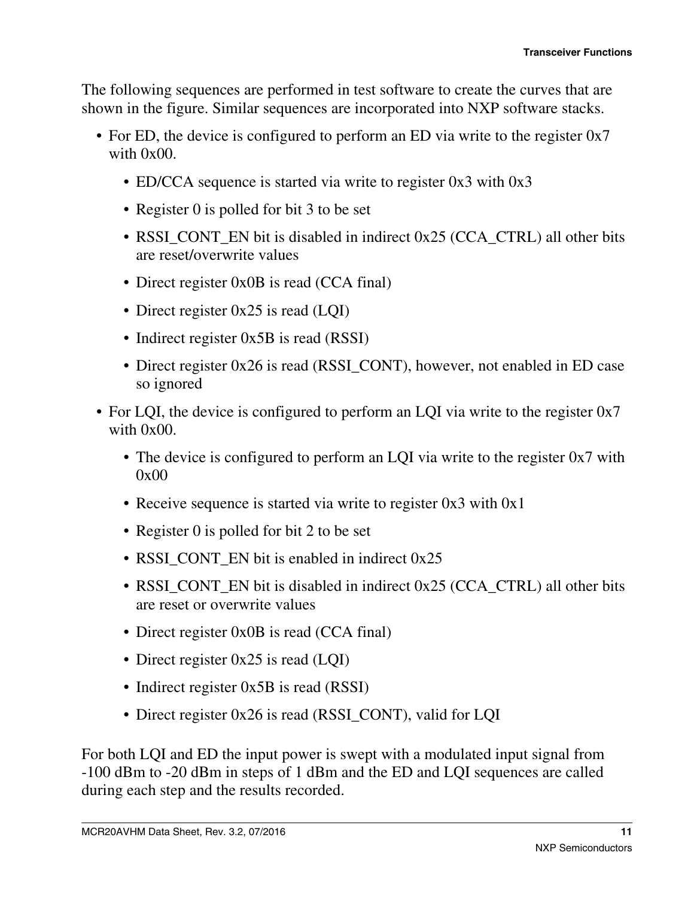The following sequences are performed in test software to create the curves that are shown in the figure. Similar sequences are incorporated into NXP software stacks.

- For ED, the device is configured to perform an ED via write to the register 0x7 with 0x00.
  - ED/CCA sequence is started via write to register 0x3 with 0x3
  - Register 0 is polled for bit 3 to be set
  - RSSI_CONT_EN bit is disabled in indirect 0x25 (CCA_CTRL) all other bits are reset/overwrite values
  - Direct register 0x0B is read (CCA final)
  - Direct register 0x25 is read (LQI)
  - Indirect register 0x5B is read (RSSI)
  - Direct register 0x26 is read (RSSI_CONT), however, not enabled in ED case so ignored
- For LQI, the device is configured to perform an LQI via write to the register 0x7 with 0x00.
  - The device is configured to perform an LQI via write to the register 0x7 with 0x00
  - Receive sequence is started via write to register 0x3 with 0x1
  - Register 0 is polled for bit 2 to be set
  - RSSI_CONT_EN bit is enabled in indirect 0x25
  - RSSI_CONT_EN bit is disabled in indirect 0x25 (CCA_CTRL) all other bits are reset or overwrite values
  - Direct register 0x0B is read (CCA final)
  - Direct register 0x25 is read (LQI)
  - Indirect register 0x5B is read (RSSI)
  - Direct register 0x26 is read (RSSI_CONT), valid for LQI

For both LQI and ED the input power is swept with a modulated input signal from -100 dBm to -20 dBm in steps of 1 dBm and the ED and LQI sequences are called during each step and the results recorded.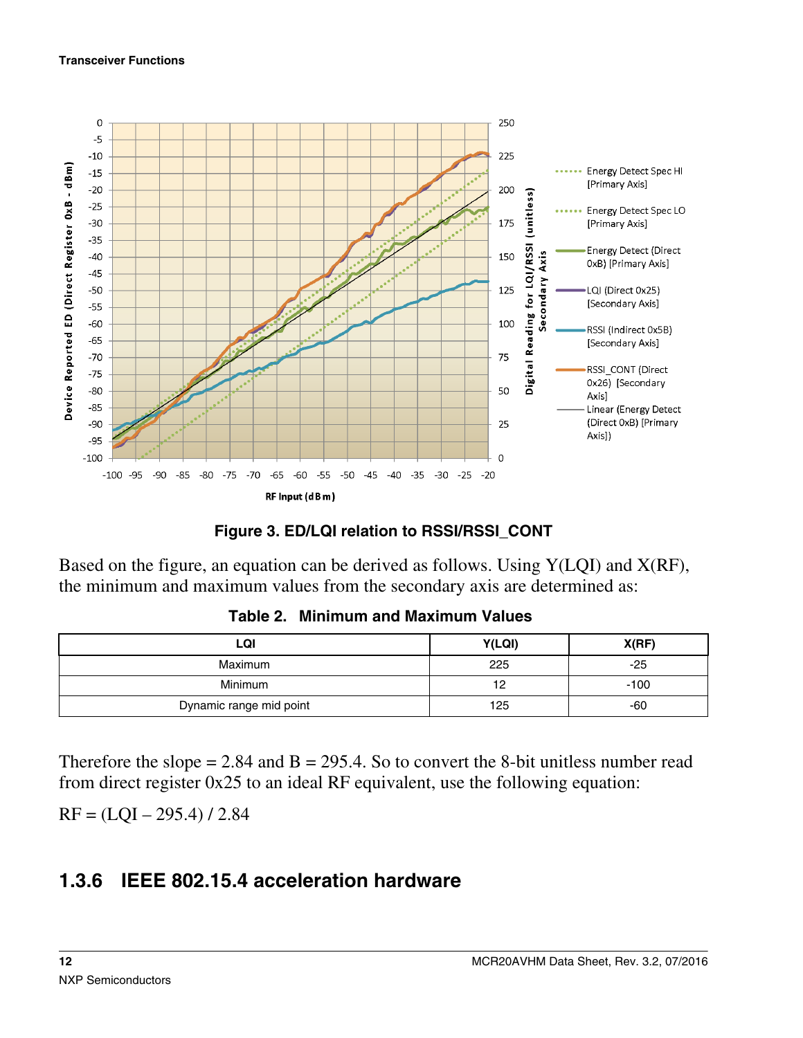Figure 3. ED/LQI relation to RSSI/RSSI_CONT

Based on the figure, an equation can be derived as follows. Using Y(LQI) and X(RF), the minimum and maximum values from the secondary axis are determined as:

**Table 2. Minimum and Maximum Values**

| LQI | Y(LQI) | X(RF) |
|---|---|---|
| Maximum | 225 | -25 |
| Minimum | 12 | -100 |
| Dynamic range mid point | 125 | -60 |

Therefore the slope = 2.84 and B = 295.4. So to convert the 8-bit unitless number read from direct register 0x25 to an ideal RF equivalent, use the following equation:

$$RF = (LQI - 295.4) / 2.84$$

## 1.3.6 IEEE 802.15.4 acceleration hardware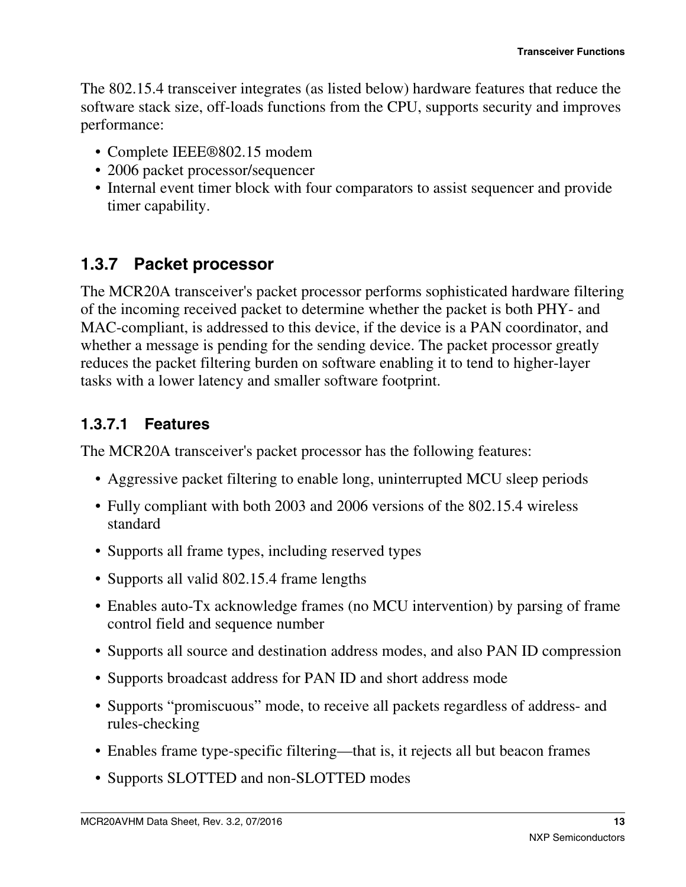The 802.15.4 transceiver integrates (as listed below) hardware features that reduce the software stack size, off-loads functions from the CPU, supports security and improves performance:

- Complete IEEE®802.15 modem
- 2006 packet processor/sequencer
- Internal event timer block with four comparators to assist sequencer and provide timer capability.

### 1.3.7 Packet processor

The MCR20A transceiver's packet processor performs sophisticated hardware filtering of the incoming received packet to determine whether the packet is both PHY- and MAC-compliant, is addressed to this device, if the device is a PAN coordinator, and whether a message is pending for the sending device. The packet processor greatly reduces the packet filtering burden on software enabling it to tend to higher-layer tasks with a lower latency and smaller software footprint.

#### 1.3.7.1 Features

The MCR20A transceiver's packet processor has the following features:

- Aggressive packet filtering to enable long, uninterrupted MCU sleep periods
- Fully compliant with both 2003 and 2006 versions of the 802.15.4 wireless standard
- Supports all frame types, including reserved types
- Supports all valid 802.15.4 frame lengths
- Enables auto-Tx acknowledge frames (no MCU intervention) by parsing of frame control field and sequence number
- Supports all source and destination address modes, and also PAN ID compression
- Supports broadcast address for PAN ID and short address mode
- Supports “promiscuous” mode, to receive all packets regardless of address- and rules-checking
- Enables frame type-specific filtering—that is, it rejects all but beacon frames
- Supports SLOTTED and non-SLOTTED modes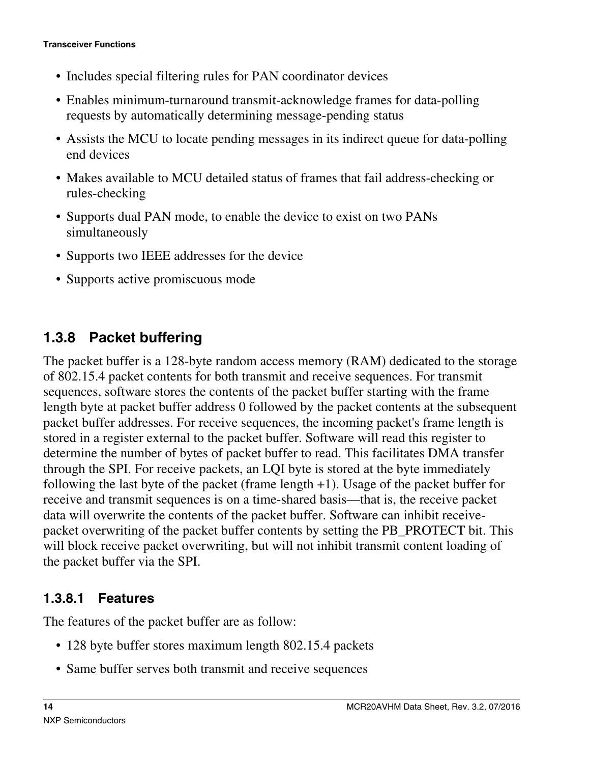- Includes special filtering rules for PAN coordinator devices
- Enables minimum-turnaround transmit-acknowledge frames for data-polling requests by automatically determining message-pending status
- Assists the MCU to locate pending messages in its indirect queue for data-polling end devices
- Makes available to MCU detailed status of frames that fail address-checking or rules-checking
- Supports dual PAN mode, to enable the device to exist on two PANs simultaneously
- Supports two IEEE addresses for the device
- Supports active promiscuous mode

### 1.3.8 Packet buffering

The packet buffer is a 128-byte random access memory (RAM) dedicated to the storage of 802.15.4 packet contents for both transmit and receive sequences. For transmit sequences, software stores the contents of the packet buffer starting with the frame length byte at packet buffer address 0 followed by the packet contents at the subsequent packet buffer addresses. For receive sequences, the incoming packet's frame length is stored in a register external to the packet buffer. Software will read this register to determine the number of bytes of packet buffer to read. This facilitates DMA transfer through the SPI. For receive packets, an LQI byte is stored at the byte immediately following the last byte of the packet (frame length +1). Usage of the packet buffer for receive and transmit sequences is on a time-shared basis—that is, the receive packet data will overwrite the contents of the packet buffer. Software can inhibit receive-packet overwriting of the packet buffer contents by setting the PB_PROTECT bit. This will block receive packet overwriting, but will not inhibit transmit content loading of the packet buffer via the SPI.

#### 1.3.8.1 Features

The features of the packet buffer are as follow:

- 128 byte buffer stores maximum length 802.15.4 packets
- Same buffer serves both transmit and receive sequences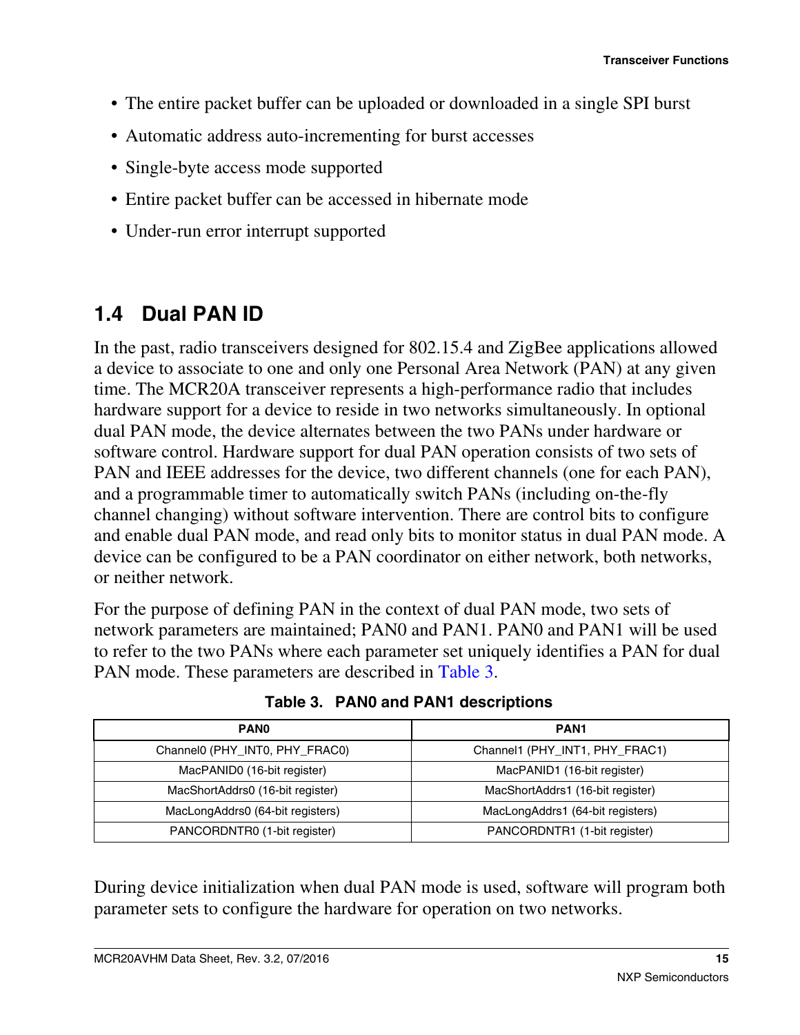- The entire packet buffer can be uploaded or downloaded in a single SPI burst
- Automatic address auto-incrementing for burst accesses
- Single-byte access mode supported
- Entire packet buffer can be accessed in hibernate mode
- Under-run error interrupt supported

## 1.4 Dual PAN ID

In the past, radio transceivers designed for 802.15.4 and ZigBee applications allowed a device to associate to one and only one Personal Area Network (PAN) at any given time. The MCR20A transceiver represents a high-performance radio that includes hardware support for a device to reside in two networks simultaneously. In optional dual PAN mode, the device alternates between the two PANs under hardware or software control. Hardware support for dual PAN operation consists of two sets of PAN and IEEE addresses for the device, two different channels (one for each PAN), and a programmable timer to automatically switch PANs (including on-the-fly channel changing) without software intervention. There are control bits to configure and enable dual PAN mode, and read only bits to monitor status in dual PAN mode. A device can be configured to be a PAN coordinator on either network, both networks, or neither network.

For the purpose of defining PAN in the context of dual PAN mode, two sets of network parameters are maintained; PAN0 and PAN1. PAN0 and PAN1 will be used to refer to the two PANs where each parameter set uniquely identifies a PAN for dual PAN mode. These parameters are described in Table 3.

**Table 3. PAN0 and PAN1 descriptions**

| PAN0 | PAN1 |
|---|---|
| Channel0 (PHY_INT0, PHY_FRAC0) | Channel1 (PHY_INT1, PHY_FRAC1) |
| MacPANID0 (16-bit register) | MacPANID1 (16-bit register) |
| MacShortAddrs0 (16-bit register) | MacShortAddrs1 (16-bit register) |
| MacLongAddrs0 (64-bit registers) | MacLongAddrs1 (64-bit registers) |
| PANCORDNTR0 (1-bit register) | PANCORDNTR1 (1-bit register) |

During device initialization when dual PAN mode is used, software will program both parameter sets to configure the hardware for operation on two networks.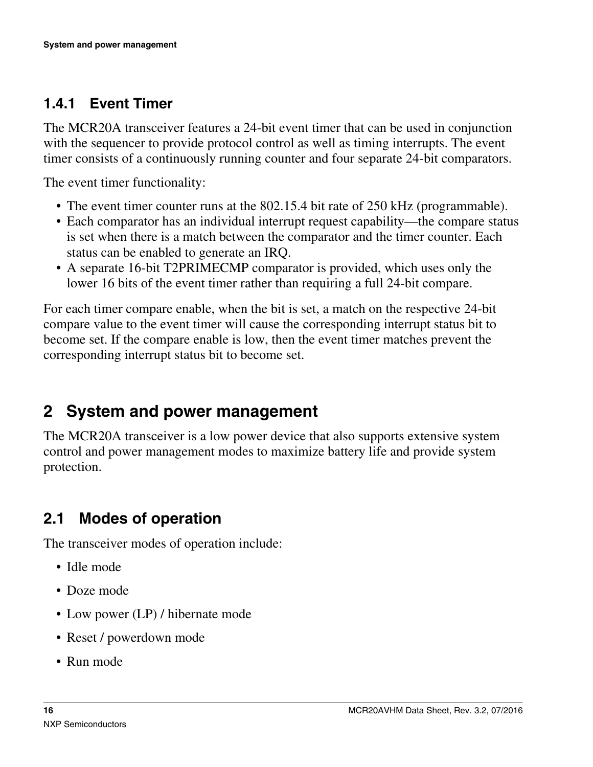### 1.4.1 Event Timer

The MCR20A transceiver features a 24-bit event timer that can be used in conjunction with the sequencer to provide protocol control as well as timing interrupts. The event timer consists of a continuously running counter and four separate 24-bit comparators.

The event timer functionality:

- The event timer counter runs at the 802.15.4 bit rate of 250 kHz (programmable).
- Each comparator has an individual interrupt request capability—the compare status is set when there is a match between the comparator and the timer counter. Each status can be enabled to generate an IRQ.
- A separate 16-bit T2PRIMECMP comparator is provided, which uses only the lower 16 bits of the event timer rather than requiring a full 24-bit compare.

For each timer compare enable, when the bit is set, a match on the respective 24-bit compare value to the event timer will cause the corresponding interrupt status bit to become set. If the compare enable is low, then the event timer matches prevent the corresponding interrupt status bit to become set.

# 2 System and power management

The MCR20A transceiver is a low power device that also supports extensive system control and power management modes to maximize battery life and provide system protection.

## 2.1 Modes of operation

The transceiver modes of operation include:

- Idle mode
- Doze mode
- Low power (LP) / hibernate mode
- Reset / powerdown mode
- Run mode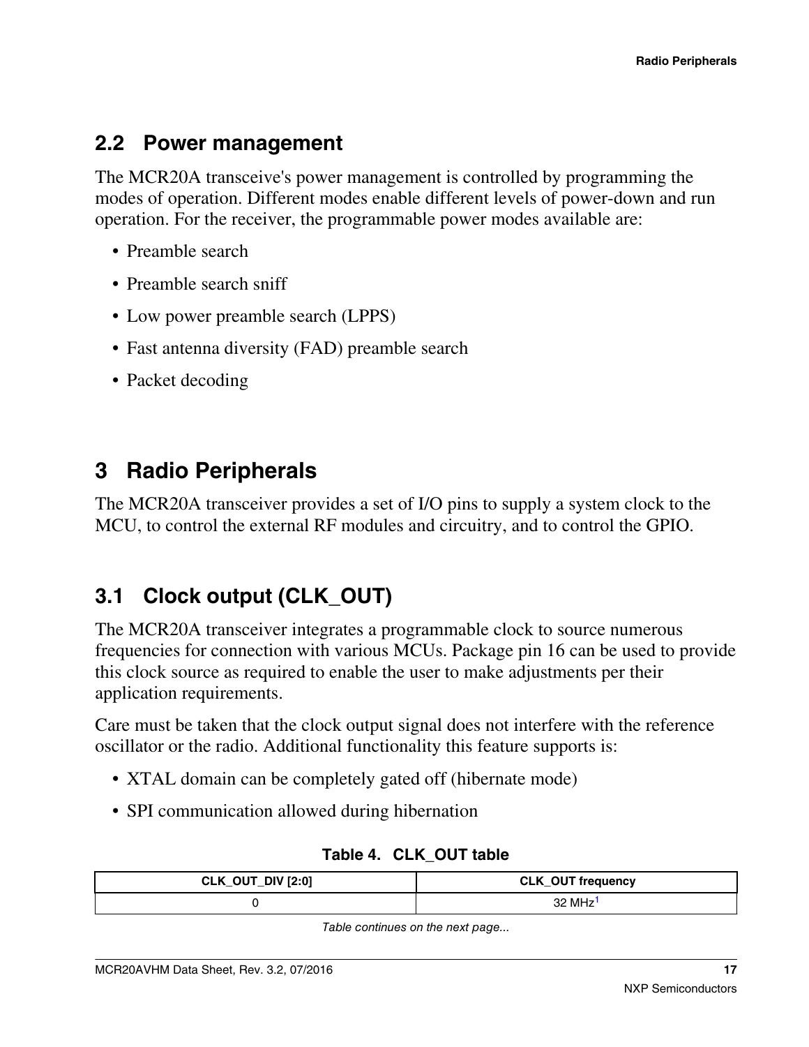## 2.2 Power management

The MCR20A transceive's power management is controlled by programming the modes of operation. Different modes enable different levels of power-down and run operation. For the receiver, the programmable power modes available are:

- Preamble search
- Preamble search sniff
- Low power preamble search (LPPS)
- Fast antenna diversity (FAD) preamble search
- Packet decoding

# 3 Radio Peripherals

The MCR20A transceiver provides a set of I/O pins to supply a system clock to the MCU, to control the external RF modules and circuitry, and to control the GPIO.

## 3.1 Clock output (CLK_OUT)

The MCR20A transceiver integrates a programmable clock to source numerous frequencies for connection with various MCUs. Package pin 16 can be used to provide this clock source as required to enable the user to make adjustments per their application requirements.

Care must be taken that the clock output signal does not interfere with the reference oscillator or the radio. Additional functionality this feature supports is:

- XTAL domain can be completely gated off (hibernate mode)
- SPI communication allowed during hibernation

**Table 4. CLK_OUT table**

| CLK_OUT_DIV [2:0] | CLK_OUT frequency |
| --- | --- |
| 0 | 32 MHz[1] |

*Table continues on the next page...*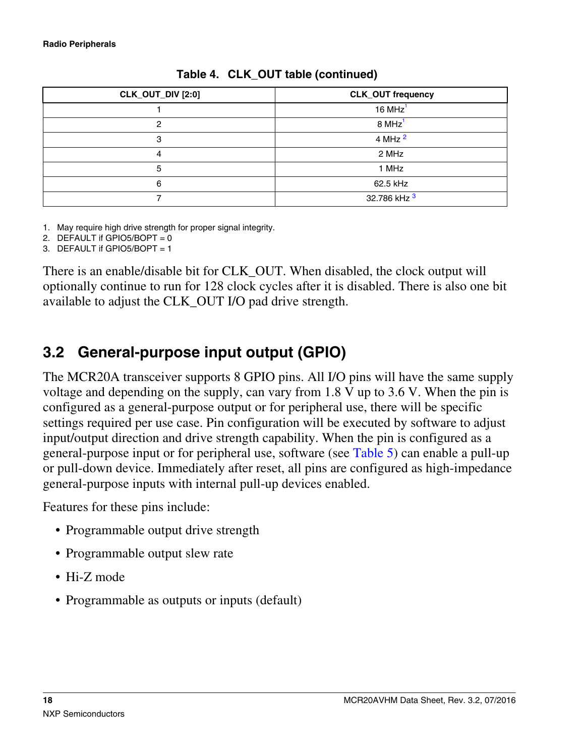**Table 4. CLK_OUT table (continued)**

| CLK_OUT_DIV [2:0] | CLK_OUT frequency |
|---|---|
| 1 | 16 MHz[1] |
| 2 | 8 MHz[1] |
| 3 | 4 MHz [2] |
| 4 | 2 MHz |
| 5 | 1 MHz |
| 6 | 62.5 kHz |
| 7 | 32.786 kHz [3] |

1. May require high drive strength for proper signal integrity.
2. DEFAULT if GPIO5/BOPT = 0
3. DEFAULT if GPIO5/BOPT = 1

There is an enable/disable bit for CLK_OUT. When disabled, the clock output will optionally continue to run for 128 clock cycles after it is disabled. There is also one bit available to adjust the CLK_OUT I/O pad drive strength.

## 3.2 General-purpose input output (GPIO)

The MCR20A transceiver supports 8 GPIO pins. All I/O pins will have the same supply voltage and depending on the supply, can vary from 1.8 V up to 3.6 V. When the pin is configured as a general-purpose output or for peripheral use, there will be specific settings required per use case. Pin configuration will be executed by software to adjust input/output direction and drive strength capability. When the pin is configured as a general-purpose input or for peripheral use, software (see Table 5) can enable a pull-up or pull-down device. Immediately after reset, all pins are configured as high-impedance general-purpose inputs with internal pull-up devices enabled.

Features for these pins include:

- Programmable output drive strength
- Programmable output slew rate
- Hi-Z mode
- Programmable as outputs or inputs (default)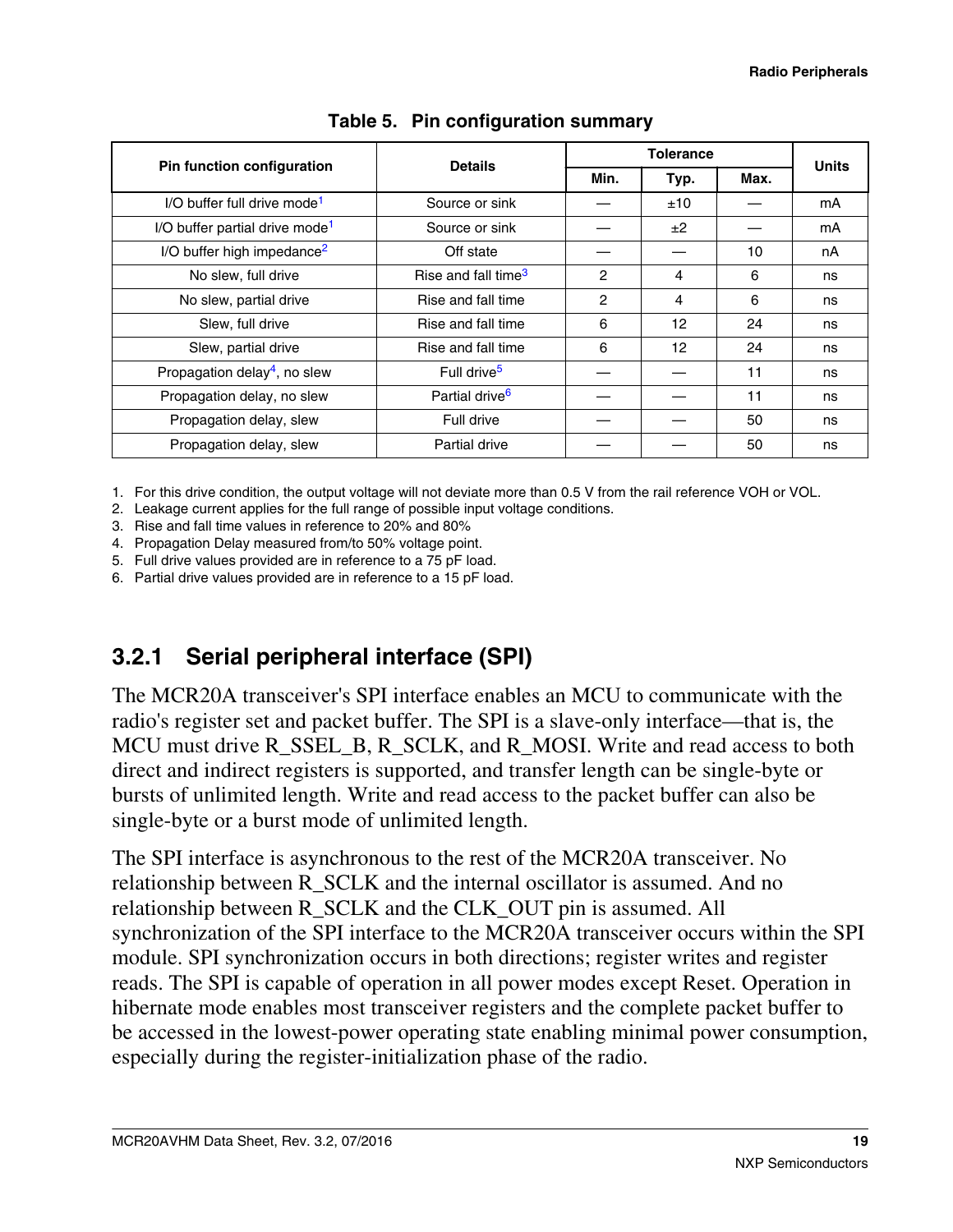**Table 5. Pin configuration summary**

| Pin function configuration | Details | Tolerance | | | Units |
|---|---|---|---|---|---|
| | | Min. | Typ. | Max. | |
| I/O buffer full drive mode[1] | Source or sink | — | ±10 | — | mA |
| I/O buffer partial drive mode[1] | Source or sink | — | ±2 | — | mA |
| I/O buffer high impedance[2] | Off state | — | — | 10 | nA |
| No slew, full drive | Rise and fall time[3] | 2 | 4 | 6 | ns |
| No slew, partial drive | Rise and fall time | 2 | 4 | 6 | ns |
| Slew, full drive | Rise and fall time | 6 | 12 | 24 | ns |
| Slew, partial drive | Rise and fall time | 6 | 12 | 24 | ns |
| Propagation delay[4], no slew | Full drive[5] | — | — | 11 | ns |
| Propagation delay, no slew | Partial drive[6] | — | — | 11 | ns |
| Propagation delay, slew | Full drive | — | — | 50 | ns |
| Propagation delay, slew | Partial drive | — | — | 50 | ns |

1. For this drive condition, the output voltage will not deviate more than 0.5 V from the rail reference VOH or VOL.
2. Leakage current applies for the full range of possible input voltage conditions.
3. Rise and fall time values in reference to 20% and 80%
4. Propagation Delay measured from/to 50% voltage point.
5. Full drive values provided are in reference to a 75 pF load.
6. Partial drive values provided are in reference to a 15 pF load.

### 3.2.1 Serial peripheral interface (SPI)

The MCR20A transceiver's SPI interface enables an MCU to communicate with the radio's register set and packet buffer. The SPI is a slave-only interface—that is, the MCU must drive R_SSEL_B, R_SCLK, and R_MOSI. Write and read access to both direct and indirect registers is supported, and transfer length can be single-byte or bursts of unlimited length. Write and read access to the packet buffer can also be single-byte or a burst mode of unlimited length.

The SPI interface is asynchronous to the rest of the MCR20A transceiver. No relationship between R_SCLK and the internal oscillator is assumed. And no relationship between R_SCLK and the CLK_OUT pin is assumed. All synchronization of the SPI interface to the MCR20A transceiver occurs within the SPI module. SPI synchronization occurs in both directions; register writes and register reads. The SPI is capable of operation in all power modes except Reset. Operation in hibernate mode enables most transceiver registers and the complete packet buffer to be accessed in the lowest-power operating state enabling minimal power consumption, especially during the register-initialization phase of the radio.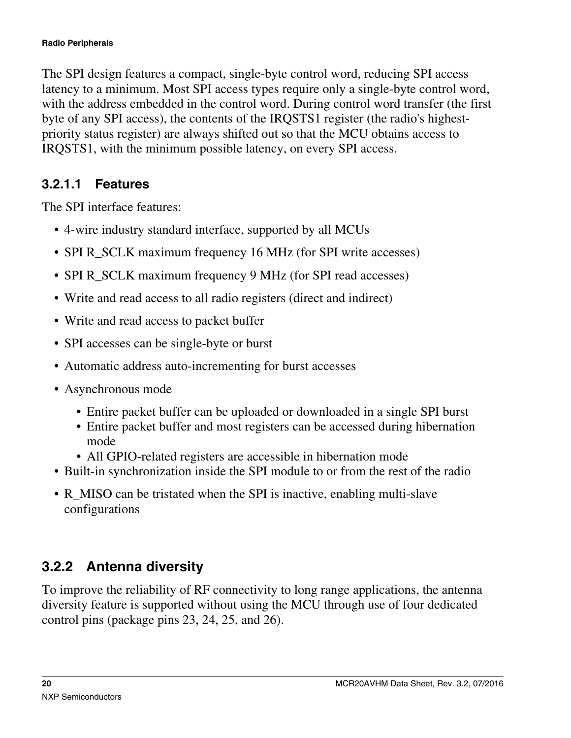The SPI design features a compact, single-byte control word, reducing SPI access latency to a minimum. Most SPI access types require only a single-byte control word, with the address embedded in the control word. During control word transfer (the first byte of any SPI access), the contents of the IRQSTS1 register (the radio's highest-priority status register) are always shifted out so that the MCU obtains access to IRQSTS1, with the minimum possible latency, on every SPI access.

#### 3.2.1.1 Features

The SPI interface features:

- 4-wire industry standard interface, supported by all MCUs
- SPI R_SCLK maximum frequency 16 MHz (for SPI write accesses)
- SPI R_SCLK maximum frequency 9 MHz (for SPI read accesses)
- Write and read access to all radio registers (direct and indirect)
- Write and read access to packet buffer
- SPI accesses can be single-byte or burst
- Automatic address auto-incrementing for burst accesses
- Asynchronous mode
  - Entire packet buffer can be uploaded or downloaded in a single SPI burst
  - Entire packet buffer and most registers can be accessed during hibernation mode
  - All GPIO-related registers are accessible in hibernation mode
- Built-in synchronization inside the SPI module to or from the rest of the radio
- R_MISO can be tristated when the SPI is inactive, enabling multi-slave configurations

### 3.2.2 Antenna diversity

To improve the reliability of RF connectivity to long range applications, the antenna diversity feature is supported without using the MCU through use of four dedicated control pins (package pins 23, 24, 25, and 26).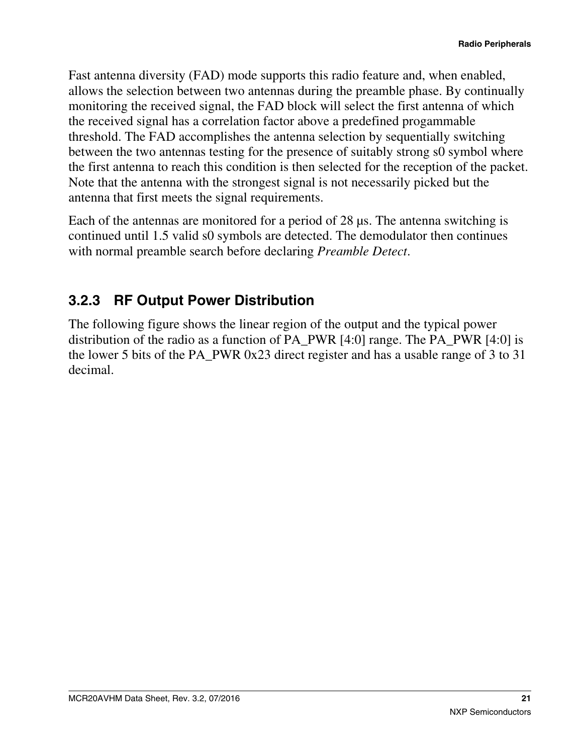Fast antenna diversity (FAD) mode supports this radio feature and, when enabled, allows the selection between two antennas during the preamble phase. By continually monitoring the received signal, the FAD block will select the first antenna of which the received signal has a correlation factor above a predefined progammable threshold. The FAD accomplishes the antenna selection by sequentially switching between the two antennas testing for the presence of suitably strong s0 symbol where the first antenna to reach this condition is then selected for the reception of the packet. Note that the antenna with the strongest signal is not necessarily picked but the antenna that first meets the signal requirements.

Each of the antennas are monitored for a period of 28 μs. The antenna switching is continued until 1.5 valid s0 symbols are detected. The demodulator then continues with normal preamble search before declaring *Preamble Detect*.

### 3.2.3 RF Output Power Distribution

The following figure shows the linear region of the output and the typical power distribution of the radio as a function of PA_PWR [4:0] range. The PA_PWR [4:0] is the lower 5 bits of the PA_PWR 0x23 direct register and has a usable range of 3 to 31 decimal.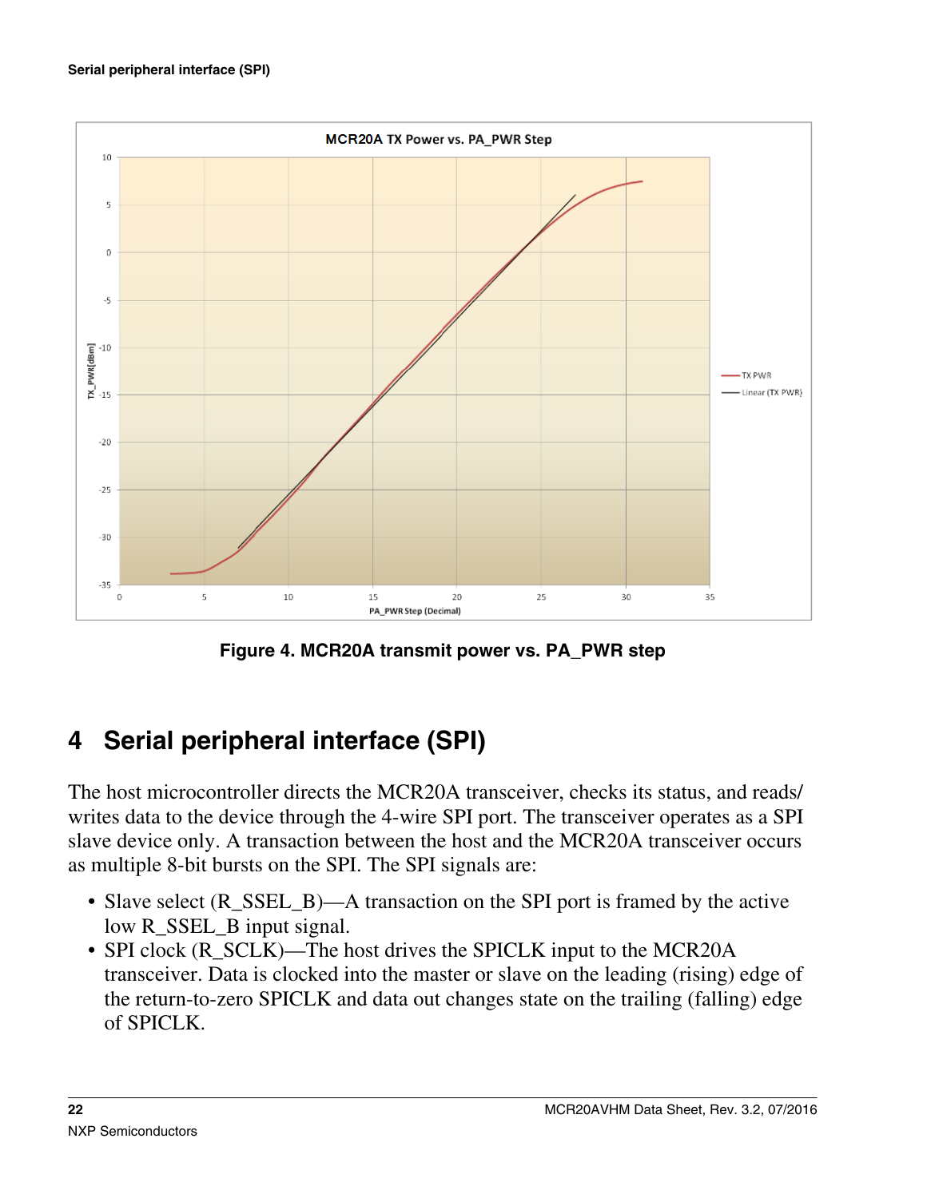Figure 4. MCR20A transmit power vs. PA_PWR step

## 4 Serial peripheral interface (SPI)

The host microcontroller directs the MCR20A transceiver, checks its status, and reads/writes data to the device through the 4-wire SPI port. The transceiver operates as a SPI slave device only. A transaction between the host and the MCR20A transceiver occurs as multiple 8-bit bursts on the SPI. The SPI signals are:

- Slave select (R_SSEL_B)—A transaction on the SPI port is framed by the active low R_SSEL_B input signal.
- SPI clock (R_SCLK)—The host drives the SPICLK input to the MCR20A transceiver. Data is clocked into the master or slave on the leading (rising) edge of the return-to-zero SPICLK and data out changes state on the trailing (falling) edge of SPICLK.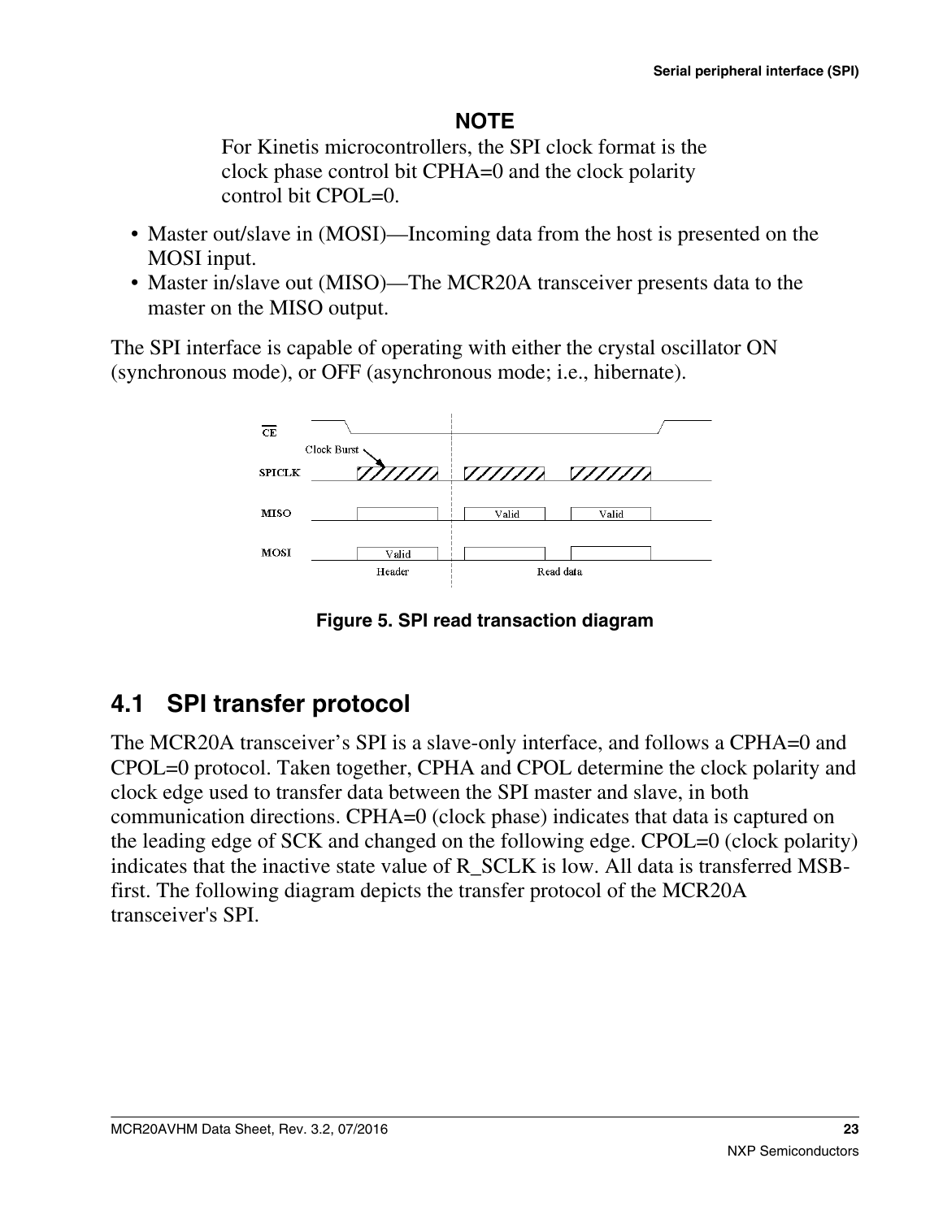**NOTE**

For Kinetis microcontrollers, the SPI clock format is the clock phase control bit CPHA=0 and the clock polarity control bit CPOL=0.

- Master out/slave in (MOSI)—Incoming data from the host is presented on the MOSI input.
- Master in/slave out (MISO)—The MCR20A transceiver presents data to the master on the MISO output.

The SPI interface is capable of operating with either the crystal oscillator ON (synchronous mode), or OFF (asynchronous mode; i.e., hibernate).

**Figure 5. SPI read transaction diagram**

## 4.1 SPI transfer protocol

The MCR20A transceiver's SPI is a slave-only interface, and follows a CPHA=0 and CPOL=0 protocol. Taken together, CPHA and CPOL determine the clock polarity and clock edge used to transfer data between the SPI master and slave, in both communication directions. CPHA=0 (clock phase) indicates that data is captured on the leading edge of SCK and changed on the following edge. CPOL=0 (clock polarity) indicates that the inactive state value of R_SCLK is low. All data is transferred MSB-first. The following diagram depicts the transfer protocol of the MCR20A transceiver's SPI.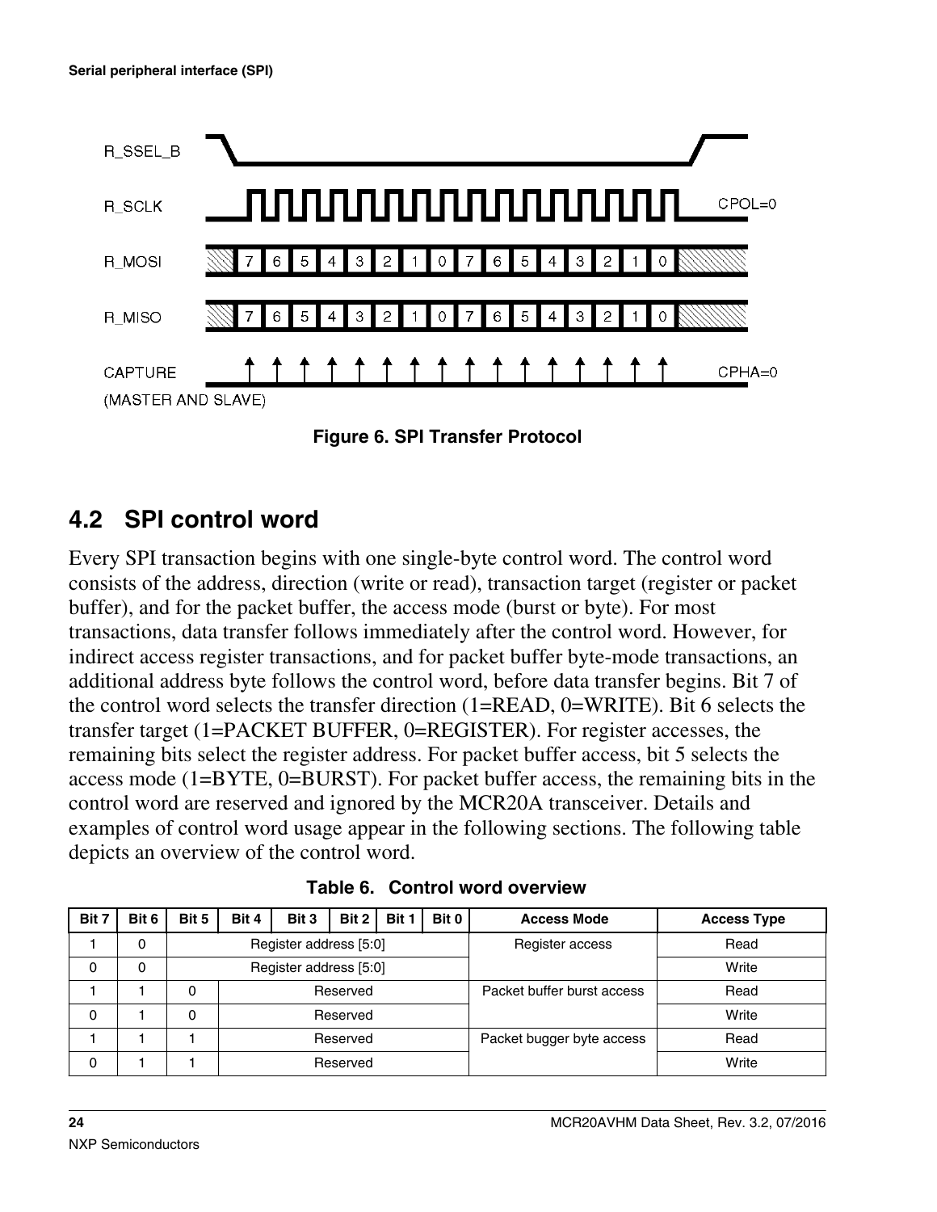Figure 6. SPI Transfer Protocol

## 4.2 SPI control word

Every SPI transaction begins with one single-byte control word. The control word consists of the address, direction (write or read), transaction target (register or packet buffer), and for the packet buffer, the access mode (burst or byte). For most transactions, data transfer follows immediately after the control word. However, for indirect access register transactions, and for packet buffer byte-mode transactions, an additional address byte follows the control word, before data transfer begins. Bit 7 of the control word selects the transfer direction (1=READ, 0=WRITE). Bit 6 selects the transfer target (1=PACKET BUFFER, 0=REGISTER). For register accesses, the remaining bits select the register address. For packet buffer access, bit 5 selects the access mode (1=BYTE, 0=BURST). For packet buffer access, the remaining bits in the control word are reserved and ignored by the MCR20A transceiver. Details and examples of control word usage appear in the following sections. The following table depicts an overview of the control word.

**Table 6. Control word overview**

| Bit 7 | Bit 6 | Bit 5 | Bit 4 | Bit 3 | Bit 2 | Bit 1 | Bit 0 | Access Mode | Access Type |
|---|---|---|---|---|---|---|---|---|---|
| 1 | 0 | Register address [5:0] | | | | | | Register access | Read |
| 0 | 0 | Register address [5:0] | | | | | | | Write |
| 1 | 1 | 0 | Reserved | | | | | Packet buffer burst access | Read |
| 0 | 1 | 0 | Reserved | | | | | | Write |
| 1 | 1 | 1 | Reserved | | | | | Packet bugger byte access | Read |
| 0 | 1 | 1 | Reserved | | | | | | Write |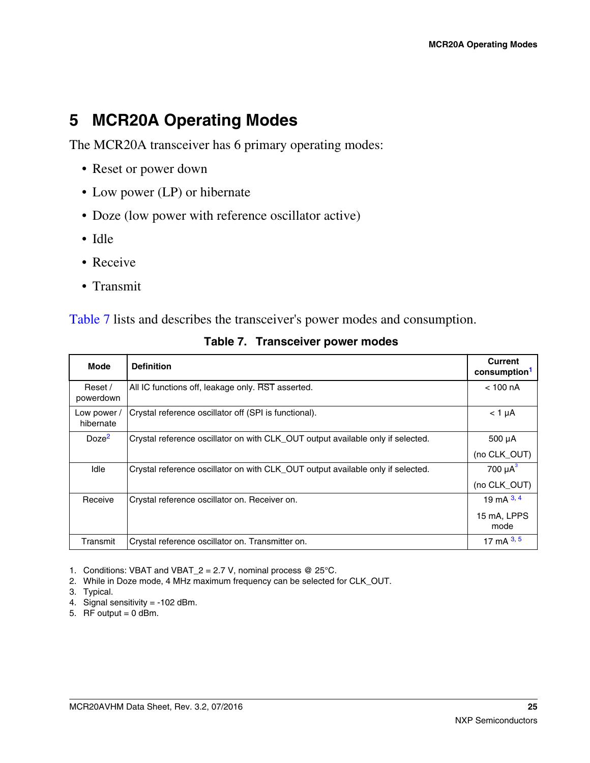# 5 MCR20A Operating Modes

The MCR20A transceiver has 6 primary operating modes:

- Reset or power down
- Low power (LP) or hibernate
- Doze (low power with reference oscillator active)
- Idle
- Receive
- Transmit

Table 7 lists and describes the transceiver's power modes and consumption.

**Table 7. Transceiver power modes**

| Mode | Definition | Current consumption[1] |
|---|---|---|
| Reset / powerdown | All IC functions off, leakage only. RST asserted. | < 100 nA |
| Low power / hibernate | Crystal reference oscillator off (SPI is functional). | < 1 µA |
| Doze[2] | Crystal reference oscillator on with CLK_OUT output available only if selected. | 500 µA (no CLK_OUT) |
| Idle | Crystal reference oscillator on with CLK_OUT output available only if selected. | 700 µA[3] (no CLK_OUT) |
| Receive | Crystal reference oscillator on. Receiver on. | 19 mA [3, 4] 15 mA, LPPS mode |
| Transmit | Crystal reference oscillator on. Transmitter on. | 17 mA [3, 5] |

1. Conditions: VBAT and VBAT_2 = 2.7 V, nominal process @ 25°C.
2. While in Doze mode, 4 MHz maximum frequency can be selected for CLK_OUT.
3. Typical.
4. Signal sensitivity = -102 dBm.
5. RF output = 0 dBm.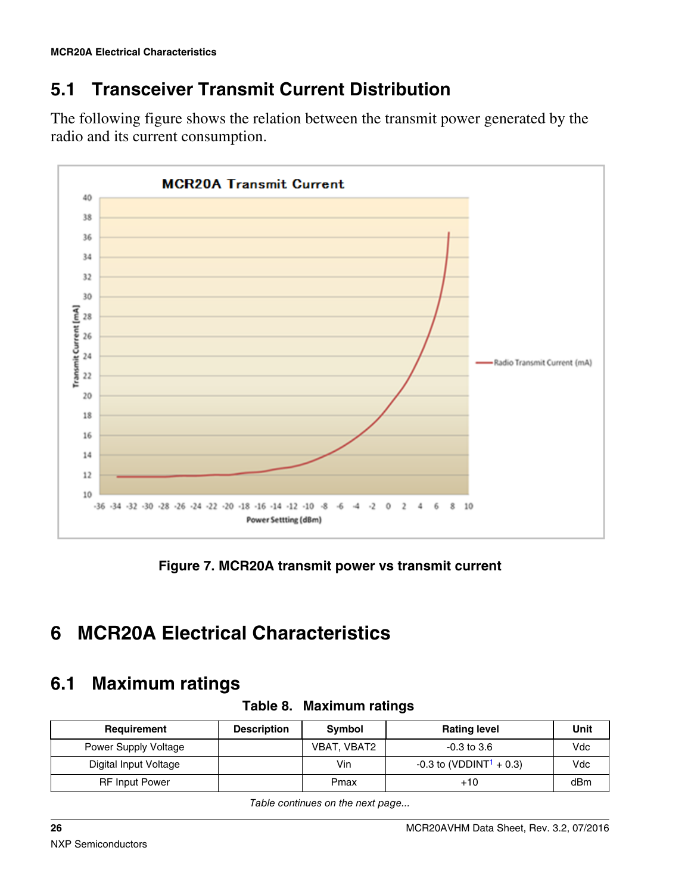## 5.1 Transceiver Transmit Current Distribution

The following figure shows the relation between the transmit power generated by the radio and its current consumption.

Figure 7. MCR20A transmit power vs transmit current

# 6 MCR20A Electrical Characteristics

## 6.1 Maximum ratings

Table 8. Maximum ratings

| Requirement | Description | Symbol | Rating level | Unit |
|---|---|---|---|---|
| Power Supply Voltage | | VBAT, VBAT2 | -0.3 to 3.6 | Vdc |
| Digital Input Voltage | | Vin | -0.3 to (VDDINT[1] + 0.3) | Vdc |
| RF Input Power | | Pmax | +10 | dBm |

*Table continues on the next page...*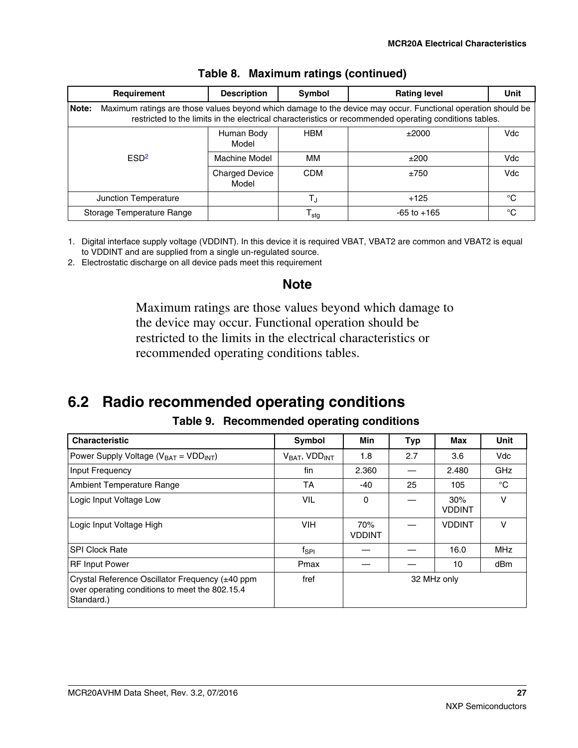**Table 8. Maximum ratings (continued)**

| Requirement | Description | Symbol | Rating level | Unit |
|---|---|---|---|---|
| **Note:** Maximum ratings are those values beyond which damage to the device may occur. Functional operation should be restricted to the limits in the electrical characteristics or recommended operating conditions tables. | | | | |
| ESD[2] | Human Body Model | HBM | ±2000 | Vdc |
| | Machine Model | MM | ±200 | Vdc |
| | Charged Device Model | CDM | ±750 | Vdc |
| Junction Temperature | | $T_J$ | +125 | °C |
| Storage Temperature Range | | $T_{stg}$ | -65 to +165 | °C |

1. Digital interface supply voltage (VDDINT). In this device it is required VBAT, VBAT2 are common and VBAT2 is equal to VDDINT and are supplied from a single un-regulated source.
2. Electrostatic discharge on all device pads meet this requirement

### Note

Maximum ratings are those values beyond which damage to the device may occur. Functional operation should be restricted to the limits in the electrical characteristics or recommended operating conditions tables.

## 6.2 Radio recommended operating conditions

**Table 9. Recommended operating conditions**

| Characteristic | Symbol | Min | Typ | Max | Unit |
|---|---|---|---|---|---|
| Power Supply Voltage ($V_{BAT}$ = $VDD_{INT}$) | $V_{BAT}$, $VDD_{INT}$ | 1.8 | 2.7 | 3.6 | Vdc |
| Input Frequency | fin | 2.360 | — | 2.480 | GHz |
| Ambient Temperature Range | TA | -40 | 25 | 105 | °C |
| Logic Input Voltage Low | VIL | 0 | — | 30% VDDINT | V |
| Logic Input Voltage High | VIH | 70% VDDINT | — | VDDINT | V |
| SPI Clock Rate | $f_{SPI}$ | — | — | 16.0 | MHz |
| RF Input Power | Pmax | — | — | 10 | dBm |
| Crystal Reference Oscillator Frequency (±40 ppm over operating conditions to meet the 802.15.4 Standard.) | fref | 32 MHz only | | | |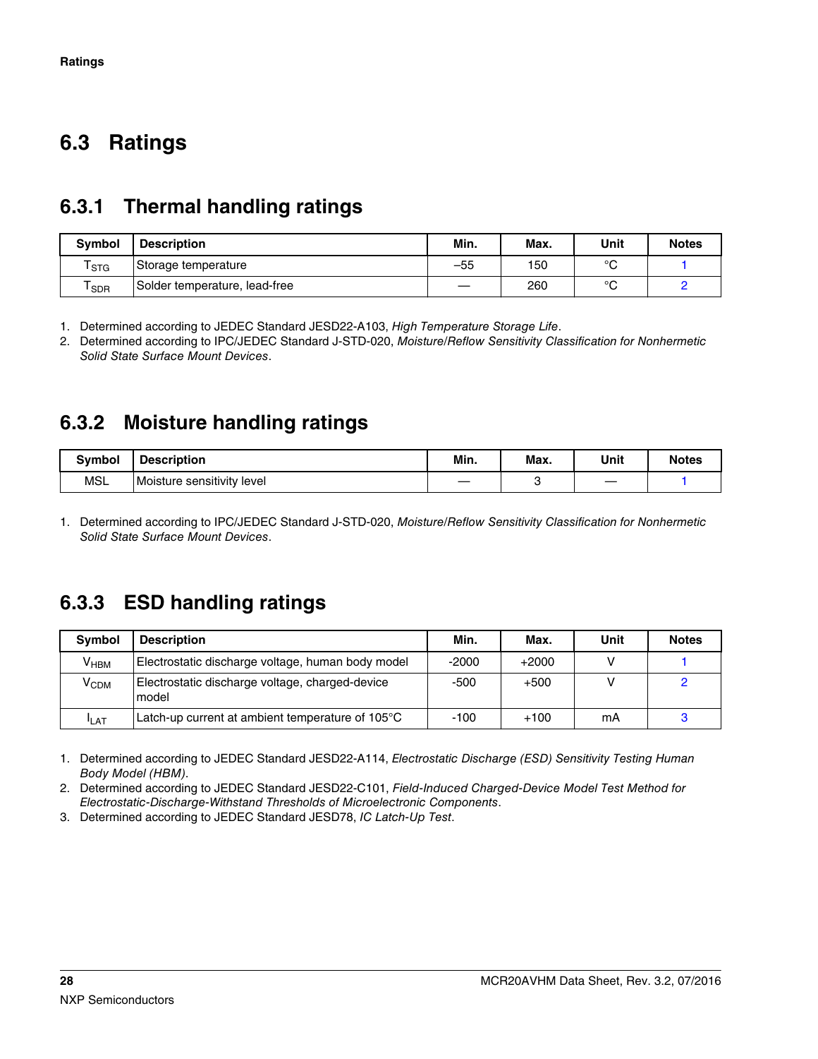## 6.3 Ratings

### 6.3.1 Thermal handling ratings

| Symbol | Description | Min. | Max. | Unit | Notes |
|---|---|---|---|---|---|
| $T_{STG}$ | Storage temperature | –55 | 150 | °C | 1 |
| $T_{SDR}$ | Solder temperature, lead-free | — | 260 | °C | 2 |

1. Determined according to JEDEC Standard JESD22-A103, *High Temperature Storage Life*.
2. Determined according to IPC/JEDEC Standard J-STD-020, *Moisture/Reflow Sensitivity Classification for Nonhermetic Solid State Surface Mount Devices*.

### 6.3.2 Moisture handling ratings

| Symbol | Description | Min. | Max. | Unit | Notes |
|---|---|---|---|---|---|
| MSL | Moisture sensitivity level | — | 3 | — | 1 |

1. Determined according to IPC/JEDEC Standard J-STD-020, *Moisture/Reflow Sensitivity Classification for Nonhermetic Solid State Surface Mount Devices*.

### 6.3.3 ESD handling ratings

| Symbol | Description | Min. | Max. | Unit | Notes |
|---|---|---|---|---|---|
| $V_{HBM}$ | Electrostatic discharge voltage, human body model | -2000 | +2000 | V | 1 |
| $V_{CDM}$ | Electrostatic discharge voltage, charged-device model | -500 | +500 | V | 2 |
| $I_{LAT}$ | Latch-up current at ambient temperature of 105°C | -100 | +100 | mA | 3 |

1. Determined according to JEDEC Standard JESD22-A114, *Electrostatic Discharge (ESD) Sensitivity Testing Human Body Model (HBM)*.
2. Determined according to JEDEC Standard JESD22-C101, *Field-Induced Charged-Device Model Test Method for Electrostatic-Discharge-Withstand Thresholds of Microelectronic Components*.
3. Determined according to JEDEC Standard JESD78, *IC Latch-Up Test*.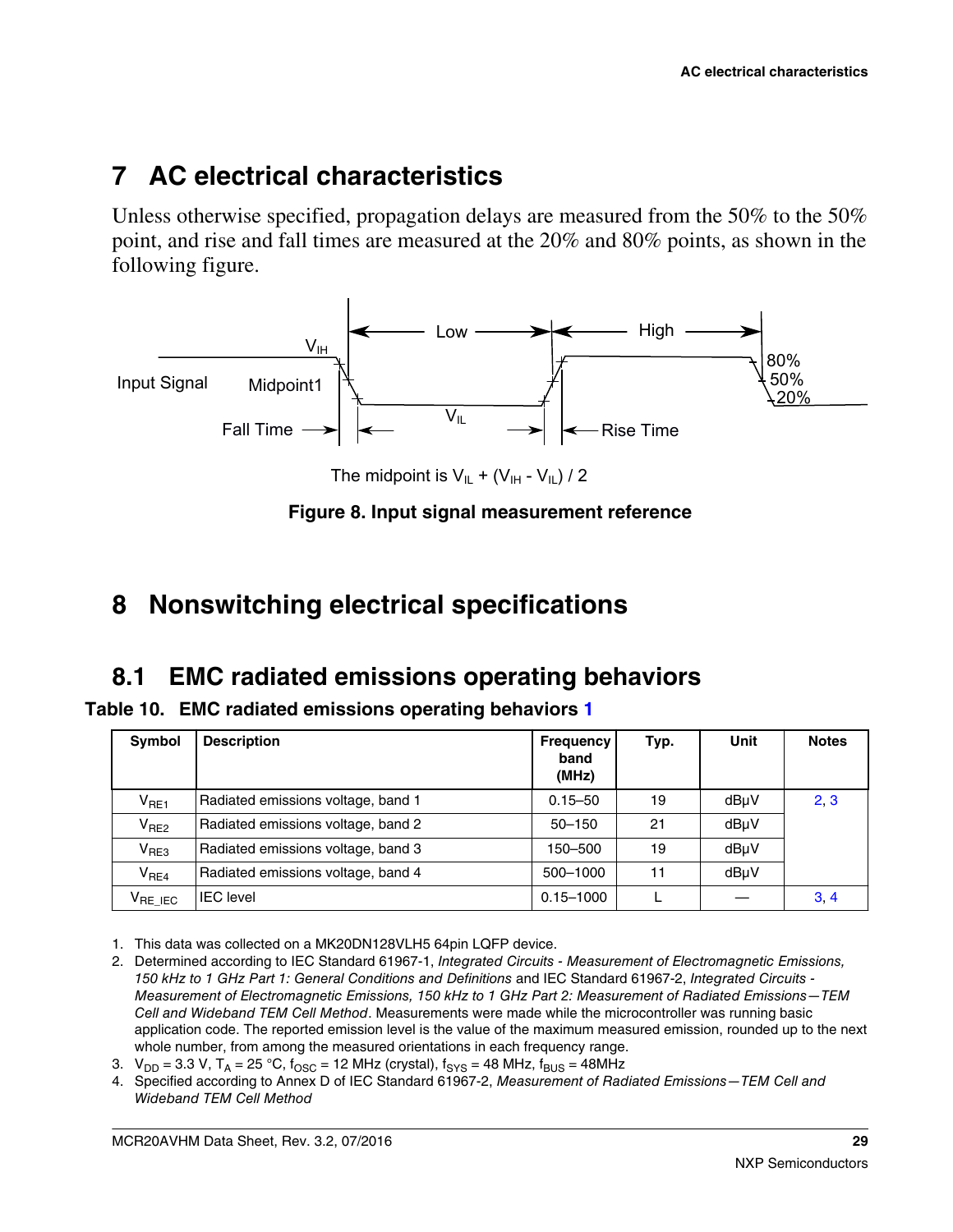# 7 AC electrical characteristics

Unless otherwise specified, propagation delays are measured from the 50% to the 50% point, and rise and fall times are measured at the 20% and 80% points, as shown in the following figure.

The midpoint is $V_{IL} + (V_{IH} - V_{IL}) / 2$

**Figure 8. Input signal measurement reference**

# 8 Nonswitching electrical specifications

## 8.1 EMC radiated emissions operating behaviors

**Table 10. EMC radiated emissions operating behaviors [1]**

| Symbol | Description | Frequency band (MHz) | Typ. | Unit | Notes |
|---|---|---|---|---|---|
| $V_{RE1}$ | Radiated emissions voltage, band 1 | 0.15–50 | 19 | dBµV | 2, 3 |
| $V_{RE2}$ | Radiated emissions voltage, band 2 | 50–150 | 21 | dBµV | |
| $V_{RE3}$ | Radiated emissions voltage, band 3 | 150–500 | 19 | dBµV | |
| $V_{RE4}$ | Radiated emissions voltage, band 4 | 500–1000 | 11 | dBµV | |
| $V_{RE\_IEC}$ | IEC level | 0.15–1000 | L | — | 3, 4 |

1. This data was collected on a MK20DN128VLH5 64pin LQFP device.
2. Determined according to IEC Standard 61967-1, *Integrated Circuits - Measurement of Electromagnetic Emissions, 150 kHz to 1 GHz Part 1: General Conditions and Definitions* and IEC Standard 61967-2, *Integrated Circuits - Measurement of Electromagnetic Emissions, 150 kHz to 1 GHz Part 2: Measurement of Radiated Emissions—TEM Cell and Wideband TEM Cell Method*. Measurements were made while the microcontroller was running basic application code. The reported emission level is the value of the maximum measured emission, rounded up to the next whole number, from among the measured orientations in each frequency range.
3. $V_{DD}$ = 3.3 V, $T_A$ = 25 °C, $f_{OSC}$ = 12 MHz (crystal), $f_{SYS}$ = 48 MHz, $f_{BUS}$ = 48MHz
4. Specified according to Annex D of IEC Standard 61967-2, *Measurement of Radiated Emissions—TEM Cell and Wideband TEM Cell Method*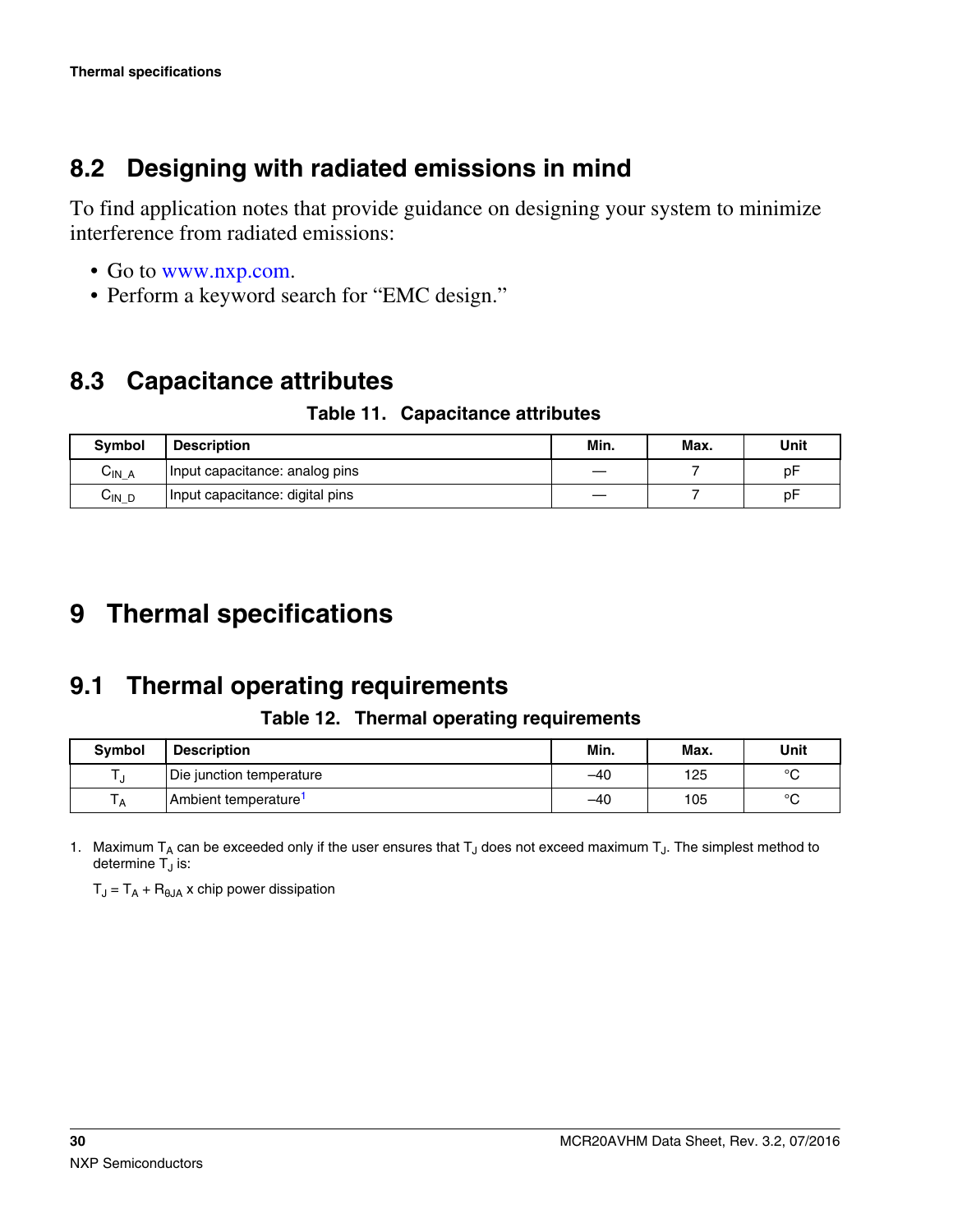## 8.2 Designing with radiated emissions in mind

To find application notes that provide guidance on designing your system to minimize interference from radiated emissions:

- Go to www.nxp.com.
- Perform a keyword search for “EMC design.”

## 8.3 Capacitance attributes

**Table 11. Capacitance attributes**

| Symbol | Description | Min. | Max. | Unit |
|---|---|---|---|---|
| $C_{IN\_A}$ | Input capacitance: analog pins | — | 7 | pF |
| $C_{IN\_D}$ | Input capacitance: digital pins | — | 7 | pF |

# 9 Thermal specifications

## 9.1 Thermal operating requirements

**Table 12. Thermal operating requirements**

| Symbol | Description | Min. | Max. | Unit |
|---|---|---|---|---|
| $T_J$ | Die junction temperature | –40 | 125 | °C |
| $T_A$ | Ambient temperature[1] | –40 | 105 | °C |

1. Maximum $T_A$ can be exceeded only if the user ensures that $T_J$ does not exceed maximum $T_J$. The simplest method to determine $T_J$ is:

   $T_J = T_A + R_{\theta JA}$ x chip power dissipation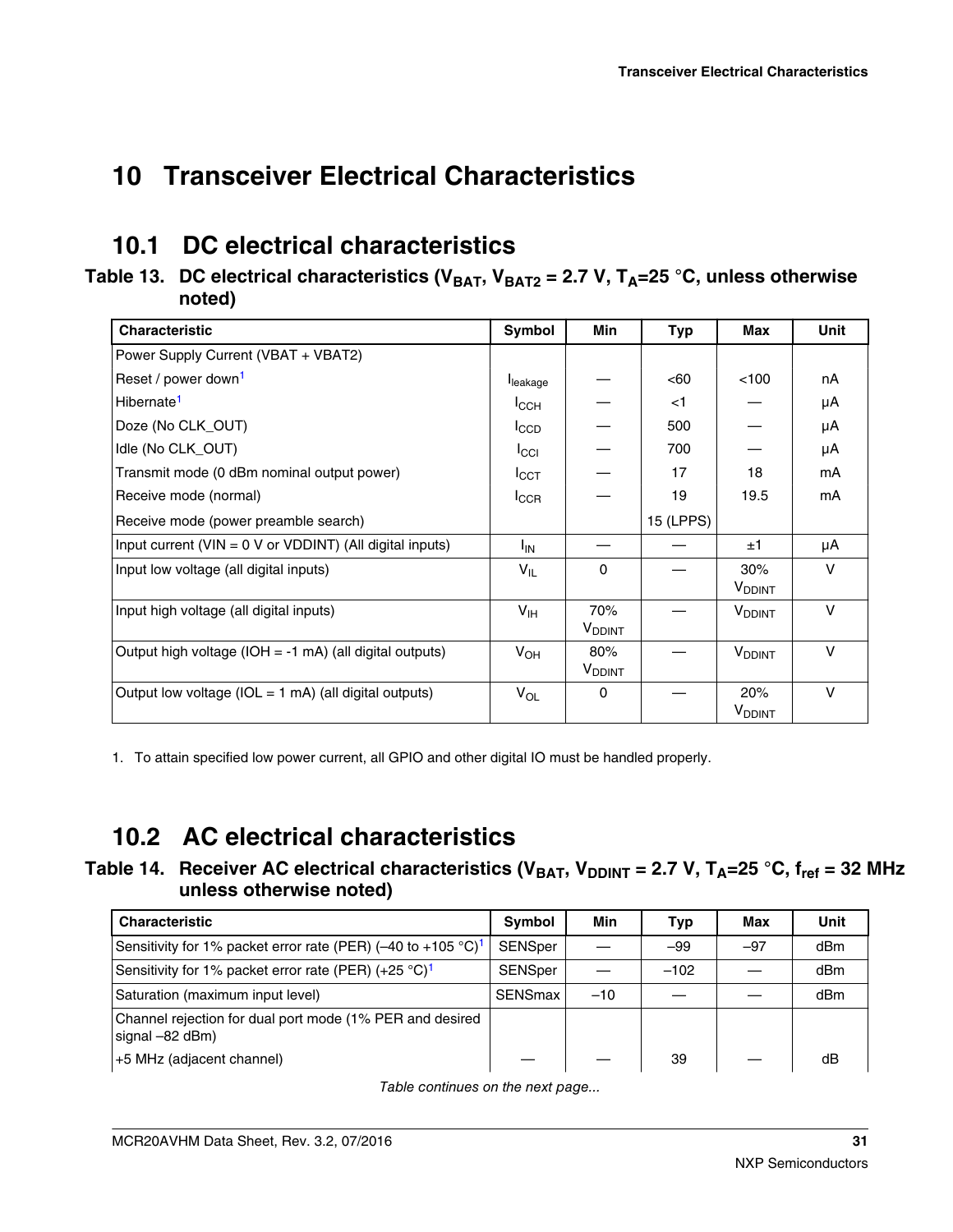# 10 Transceiver Electrical Characteristics

## 10.1 DC electrical characteristics

**Table 13. DC electrical characteristics ($V_{BAT}$, $V_{BAT2}$ = 2.7 V, $T_A$=25 °C, unless otherwise noted)**

| Characteristic | Symbol | Min | Typ | Max | Unit |
|---|---|---|---|---|---|
| Power Supply Current (VBAT + VBAT2) | | | | | |
| Reset / power down[1] | $I_{leakage}$ | — | <60 | <100 | nA |
| Hibernate[1] | $I_{CCH}$ | — | <1 | — | µA |
| Doze (No CLK_OUT) | $I_{CCD}$ | — | 500 | — | µA |
| Idle (No CLK_OUT) | $I_{CCI}$ | — | 700 | — | µA |
| Transmit mode (0 dBm nominal output power) | $I_{CCT}$ | — | 17 | 18 | mA |
| Receive mode (normal) | $I_{CCR}$ | — | 19 | 19.5 | mA |
| Receive mode (power preamble search) | | | 15 (LPPS) | | |
| Input current (VIN = 0 V or VDDINT) (All digital inputs) | $I_{IN}$ | — | — | ±1 | µA |
| Input low voltage (all digital inputs) | $V_{IL}$ | 0 | — | 30% $V_{DDINT}$ | V |
| Input high voltage (all digital inputs) | $V_{IH}$ | 70% $V_{DDINT}$ | — | $V_{DDINT}$ | V |
| Output high voltage (IOH = -1 mA) (all digital outputs) | $V_{OH}$ | 80% $V_{DDINT}$ | — | $V_{DDINT}$ | V |
| Output low voltage (IOL = 1 mA) (all digital outputs) | $V_{OL}$ | 0 | — | 20% $V_{DDINT}$ | V |

1. To attain specified low power current, all GPIO and other digital IO must be handled properly.

## 10.2 AC electrical characteristics

**Table 14. Receiver AC electrical characteristics ($V_{BAT}$, $V_{DDINT}$ = 2.7 V, $T_A$=25 °C, $f_{ref}$ = 32 MHz unless otherwise noted)**

| Characteristic | Symbol | Min | Typ | Max | Unit |
|---|---|---|---|---|---|
| Sensitivity for 1% packet error rate (PER) (–40 to +105 °C)[1] | SENSper | — | –99 | –97 | dBm |
| Sensitivity for 1% packet error rate (PER) (+25 °C)[1] | SENSper | — | –102 | — | dBm |
| Saturation (maximum input level) | SENSmax | –10 | — | — | dBm |
| Channel rejection for dual port mode (1% PER and desired signal –82 dBm) | | | | | |
| +5 MHz (adjacent channel) | — | — | 39 | — | dB |

*Table continues on the next page...*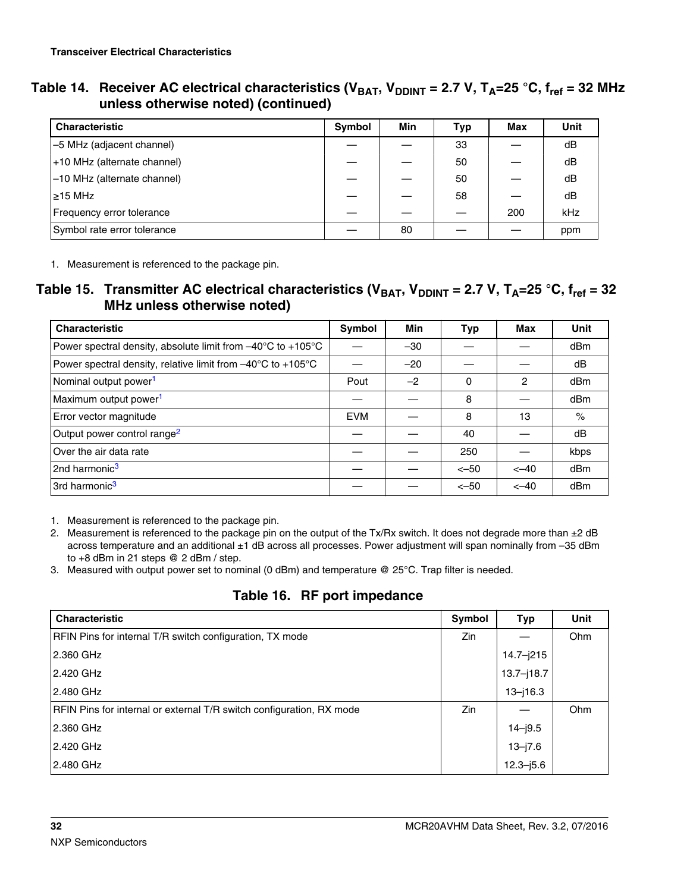## Table 14. Receiver AC electrical characteristics ($V_{BAT}$, $V_{DDINT}$ = 2.7 V, $T_A$=25 °C, $f_{ref}$ = 32 MHz unless otherwise noted) (continued)

| Characteristic | Symbol | Min | Typ | Max | Unit |
|---|---|---|---|---|---|
| –5 MHz (adjacent channel) | — | — | 33 | — | dB |
| +10 MHz (alternate channel) | — | — | 50 | — | dB |
| –10 MHz (alternate channel) | — | — | 50 | — | dB |
| ≥15 MHz | — | — | 58 | — | dB |
| Frequency error tolerance | — | — | — | 200 | kHz |
| Symbol rate error tolerance | — | 80 | — | — | ppm |

1. Measurement is referenced to the package pin.

## Table 15. Transmitter AC electrical characteristics ($V_{BAT}$, $V_{DDINT}$ = 2.7 V, $T_A$=25 °C, $f_{ref}$ = 32 MHz unless otherwise noted)

| Characteristic | Symbol | Min | Typ | Max | Unit |
|---|---|---|---|---|---|
| Power spectral density, absolute limit from –40°C to +105°C | — | –30 | — | — | dBm |
| Power spectral density, relative limit from –40°C to +105°C | — | –20 | — | — | dB |
| Nominal output power[1] | Pout | –2 | 0 | 2 | dBm |
| Maximum output power[1] | — | — | 8 | — | dBm |
| Error vector magnitude | EVM | — | 8 | 13 | % |
| Output power control range[2] | — | — | 40 | — | dB |
| Over the air data rate | — | — | 250 | — | kbps |
| 2nd harmonic[3] | — | — | <–50 | <–40 | dBm |
| 3rd harmonic[3] | — | — | <–50 | <–40 | dBm |

1. Measurement is referenced to the package pin.
2. Measurement is referenced to the package pin on the output of the Tx/Rx switch. It does not degrade more than ±2 dB across temperature and an additional ±1 dB across all processes. Power adjustment will span nominally from –35 dBm to +8 dBm in 21 steps @ 2 dBm / step.
3. Measured with output power set to nominal (0 dBm) and temperature @ 25°C. Trap filter is needed.

## Table 16. RF port impedance

| Characteristic | Symbol | Typ | Unit |
|---|---|---|---|
| RFIN Pins for internal T/R switch configuration, TX mode | Zin | — | Ohm |
| 2.360 GHz | | 14.7–j215 | |
| 2.420 GHz | | 13.7–j18.7 | |
| 2.480 GHz | | 13–j16.3 | |
| RFIN Pins for internal or external T/R switch configuration, RX mode | Zin | — | Ohm |
| 2.360 GHz | | 14–j9.5 | |
| 2.420 GHz | | 13–j7.6 | |
| 2.480 GHz | | 12.3–j5.6 | |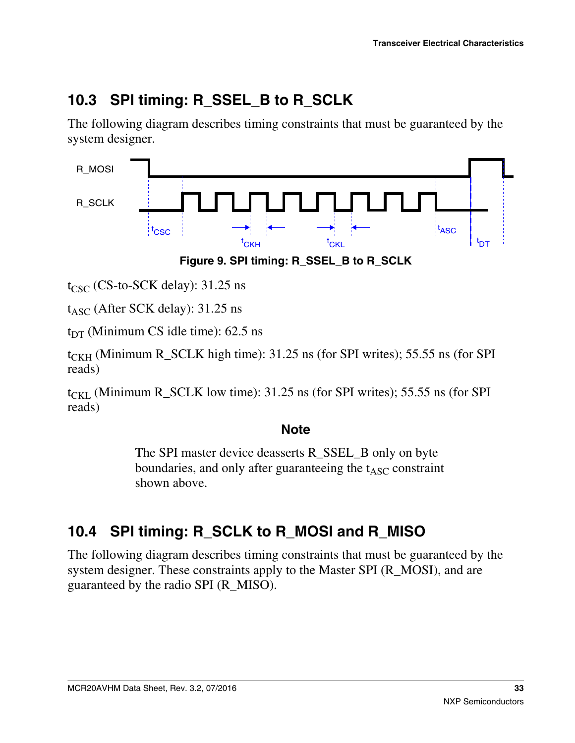## 10.3 SPI timing: R_SSEL_B to R_SCLK

The following diagram describes timing constraints that must be guaranteed by the system designer.

**Figure 9. SPI timing: R_SSEL_B to R_SCLK**

$t_{CSC}$ (CS-to-SCK delay): 31.25 ns

$t_{ASC}$ (After SCK delay): 31.25 ns

$t_{DT}$ (Minimum CS idle time): 62.5 ns

$t_{CKH}$ (Minimum R_SCLK high time): 31.25 ns (for SPI writes); 55.55 ns (for SPI reads)

$t_{CKL}$ (Minimum R_SCLK low time): 31.25 ns (for SPI writes); 55.55 ns (for SPI reads)

**Note**

The SPI master device deasserts R_SSEL_B only on byte boundaries, and only after guaranteeing the $t_{ASC}$ constraint shown above.

## 10.4 SPI timing: R_SCLK to R_MOSI and R_MISO

The following diagram describes timing constraints that must be guaranteed by the system designer. These constraints apply to the Master SPI (R_MOSI), and are guaranteed by the radio SPI (R_MISO).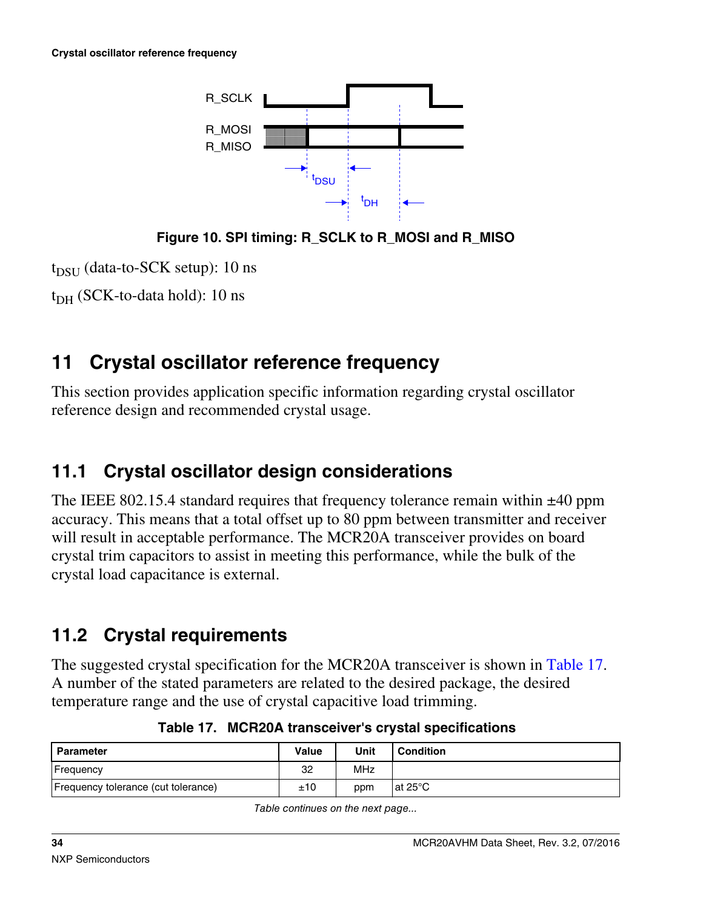Figure 10. SPI timing: R_SCLK to R_MOSI and R_MISO

$t_{DSU}$ (data-to-SCK setup): 10 ns

$t_{DH}$ (SCK-to-data hold): 10 ns

## 11 Crystal oscillator reference frequency

This section provides application specific information regarding crystal oscillator reference design and recommended crystal usage.

### 11.1 Crystal oscillator design considerations

The IEEE 802.15.4 standard requires that frequency tolerance remain within ±40 ppm accuracy. This means that a total offset up to 80 ppm between transmitter and receiver will result in acceptable performance. The MCR20A transceiver provides on board crystal trim capacitors to assist in meeting this performance, while the bulk of the crystal load capacitance is external.

### 11.2 Crystal requirements

The suggested crystal specification for the MCR20A transceiver is shown in Table 17. A number of the stated parameters are related to the desired package, the desired temperature range and the use of crystal capacitive load trimming.

**Table 17. MCR20A transceiver's crystal specifications**

| Parameter | Value | Unit | Condition |
|---|---|---|---|
| Frequency | 32 | MHz | |
| Frequency tolerance (cut tolerance) | ±10 | ppm | at 25°C |

*Table continues on the next page...*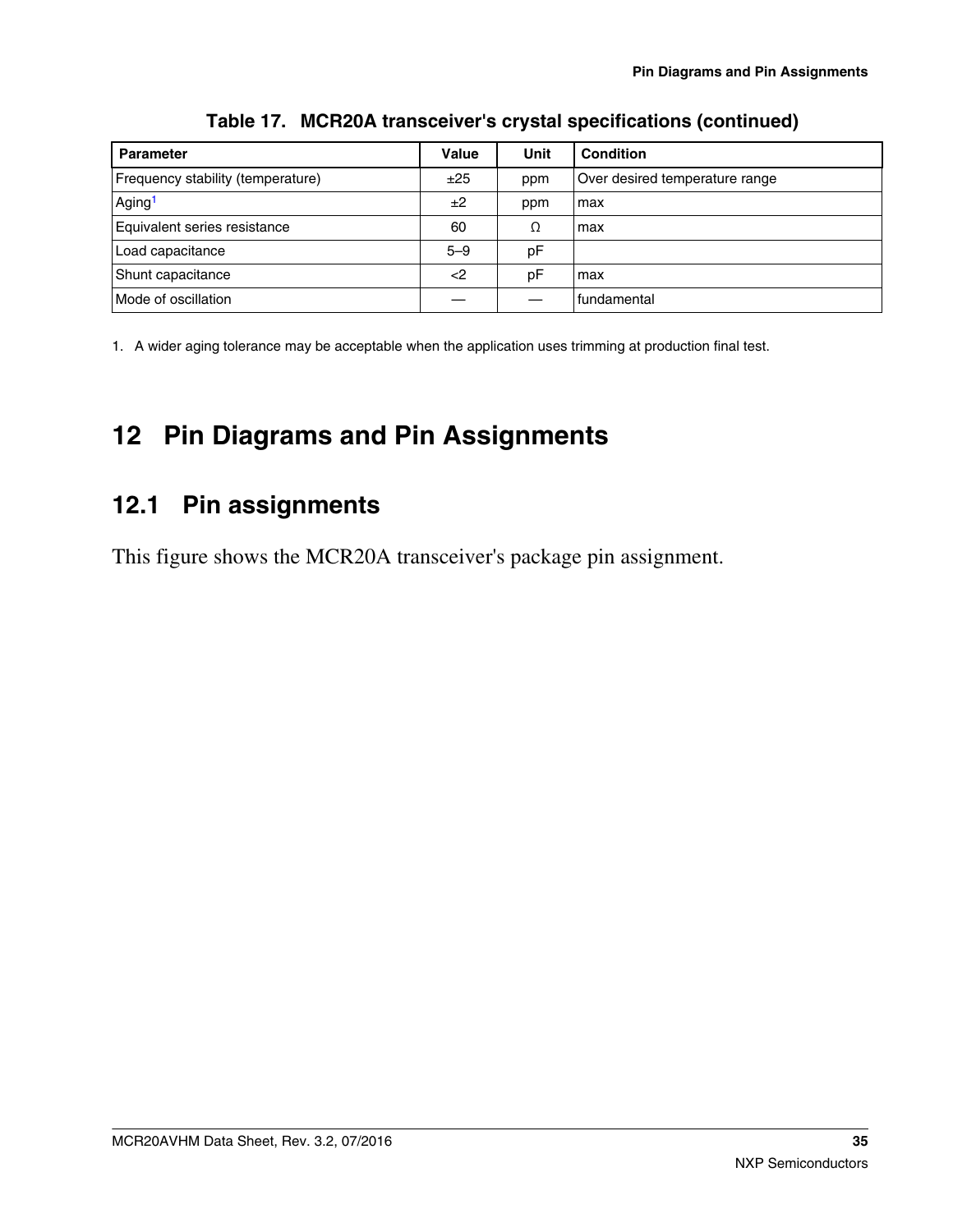**Table 17. MCR20A transceiver's crystal specifications (continued)**

| Parameter | Value | Unit | Condition |
|---|---|---|---|
| Frequency stability (temperature) | ±25 | ppm | Over desired temperature range |
| Aging[1] | ±2 | ppm | max |
| Equivalent series resistance | 60 | Ω | max |
| Load capacitance | 5–9 | pF | |
| Shunt capacitance | <2 | pF | max |
| Mode of oscillation | — | — | fundamental |

1. A wider aging tolerance may be acceptable when the application uses trimming at production final test.

# 12 Pin Diagrams and Pin Assignments

## 12.1 Pin assignments

This figure shows the MCR20A transceiver's package pin assignment.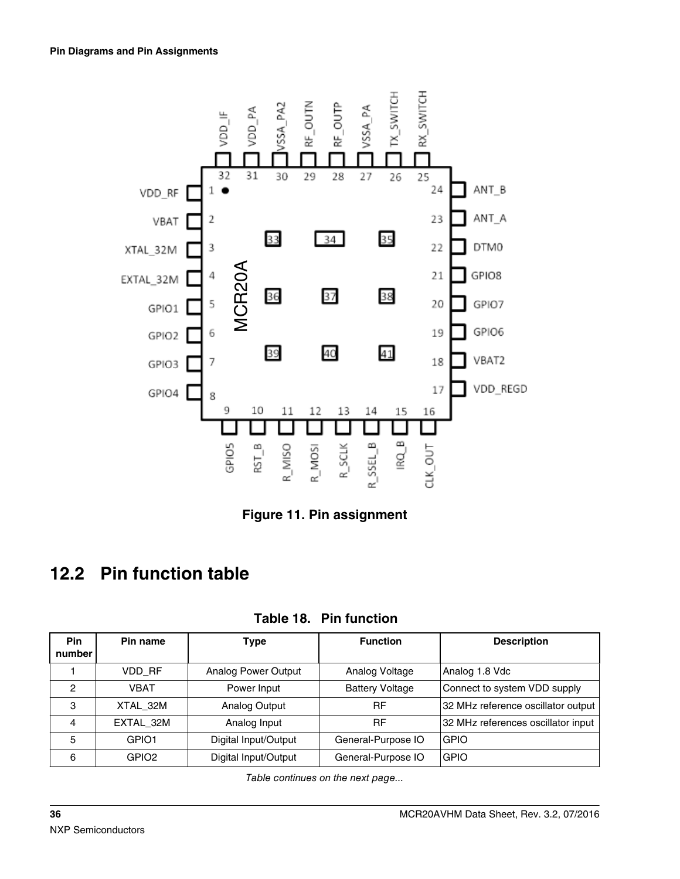Figure 11. Pin assignment

## 12.2 Pin function table

**Table 18. Pin function**

| Pin number | Pin name | Type | Function | Description |
|---|---|---|---|---|
| 1 | VDD_RF | Analog Power Output | Analog Voltage | Analog 1.8 Vdc |
| 2 | VBAT | Power Input | Battery Voltage | Connect to system VDD supply |
| 3 | XTAL_32M | Analog Output | RF | 32 MHz reference oscillator output |
| 4 | EXTAL_32M | Analog Input | RF | 32 MHz references oscillator input |
| 5 | GPIO1 | Digital Input/Output | General-Purpose IO | GPIO |
| 6 | GPIO2 | Digital Input/Output | General-Purpose IO | GPIO |

*Table continues on the next page...*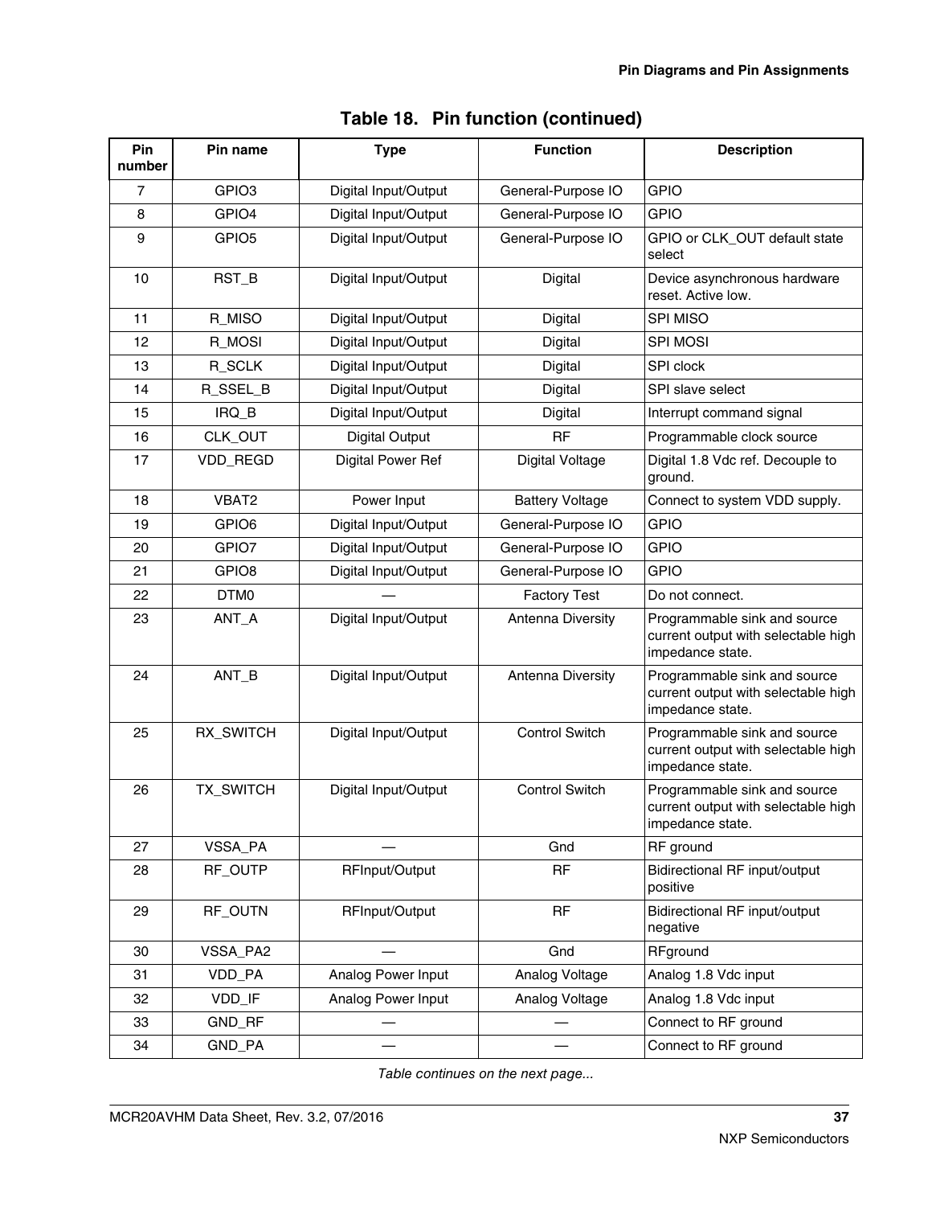**Table 18. Pin function (continued)**

| Pin number | Pin name | Type | Function | Description |
|---|---|---|---|---|
| 7 | GPIO3 | Digital Input/Output | General-Purpose IO | GPIO |
| 8 | GPIO4 | Digital Input/Output | General-Purpose IO | GPIO |
| 9 | GPIO5 | Digital Input/Output | General-Purpose IO | GPIO or CLK_OUT default state select |
| 10 | RST_B | Digital Input/Output | Digital | Device asynchronous hardware reset. Active low. |
| 11 | R_MISO | Digital Input/Output | Digital | SPI MISO |
| 12 | R_MOSI | Digital Input/Output | Digital | SPI MOSI |
| 13 | R_SCLK | Digital Input/Output | Digital | SPI clock |
| 14 | R_SSEL_B | Digital Input/Output | Digital | SPI slave select |
| 15 | IRQ_B | Digital Input/Output | Digital | Interrupt command signal |
| 16 | CLK_OUT | Digital Output | RF | Programmable clock source |
| 17 | VDD_REGD | Digital Power Ref | Digital Voltage | Digital 1.8 Vdc ref. Decouple to ground. |
| 18 | VBAT2 | Power Input | Battery Voltage | Connect to system VDD supply. |
| 19 | GPIO6 | Digital Input/Output | General-Purpose IO | GPIO |
| 20 | GPIO7 | Digital Input/Output | General-Purpose IO | GPIO |
| 21 | GPIO8 | Digital Input/Output | General-Purpose IO | GPIO |
| 22 | DTM0 | — | Factory Test | Do not connect. |
| 23 | ANT_A | Digital Input/Output | Antenna Diversity | Programmable sink and source current output with selectable high impedance state. |
| 24 | ANT_B | Digital Input/Output | Antenna Diversity | Programmable sink and source current output with selectable high impedance state. |
| 25 | RX_SWITCH | Digital Input/Output | Control Switch | Programmable sink and source current output with selectable high impedance state. |
| 26 | TX_SWITCH | Digital Input/Output | Control Switch | Programmable sink and source current output with selectable high impedance state. |
| 27 | VSSA_PA | — | Gnd | RF ground |
| 28 | RF_OUTP | RFInput/Output | RF | Bidirectional RF input/output positive |
| 29 | RF_OUTN | RFInput/Output | RF | Bidirectional RF input/output negative |
| 30 | VSSA_PA2 | — | Gnd | RFground |
| 31 | VDD_PA | Analog Power Input | Analog Voltage | Analog 1.8 Vdc input |
| 32 | VDD_IF | Analog Power Input | Analog Voltage | Analog 1.8 Vdc input |
| 33 | GND_RF | — | — | Connect to RF ground |
| 34 | GND_PA | — | — | Connect to RF ground |

*Table continues on the next page...*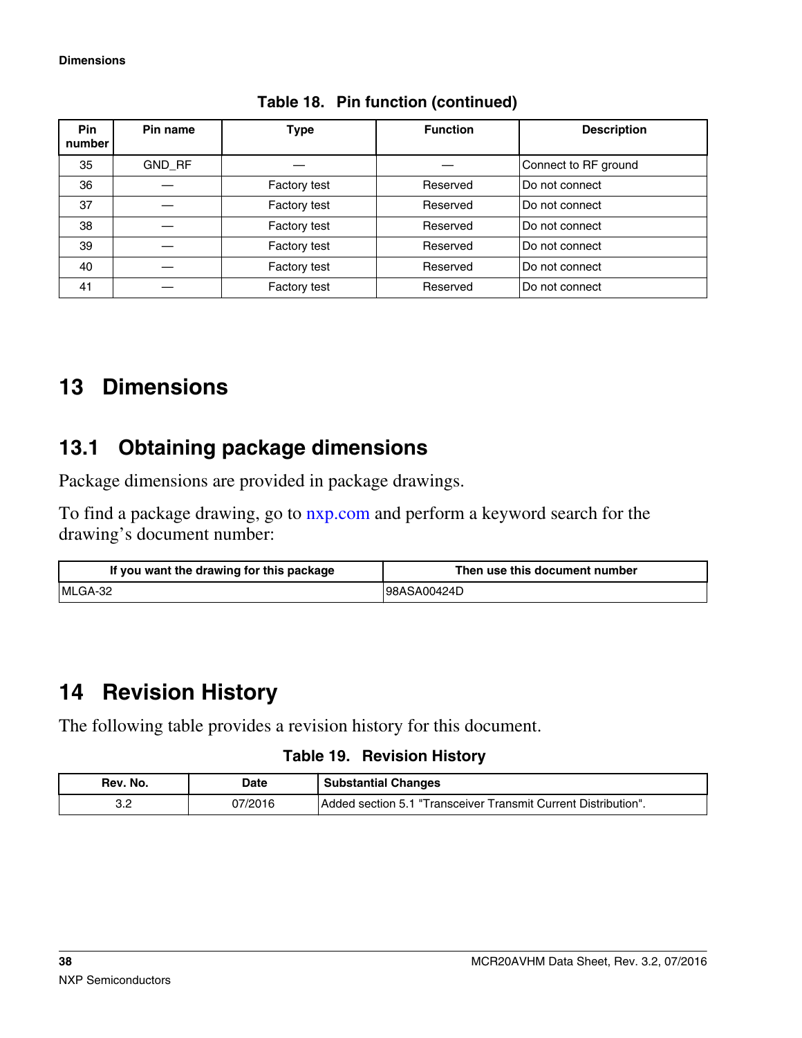**Table 18. Pin function (continued)**

| Pin number | Pin name | Type | Function | Description |
|---|---|---|---|---|
| 35 | GND_RF | — | — | Connect to RF ground |
| 36 | — | Factory test | Reserved | Do not connect |
| 37 | — | Factory test | Reserved | Do not connect |
| 38 | — | Factory test | Reserved | Do not connect |
| 39 | — | Factory test | Reserved | Do not connect |
| 40 | — | Factory test | Reserved | Do not connect |
| 41 | — | Factory test | Reserved | Do not connect |

# 13 Dimensions

## 13.1 Obtaining package dimensions

Package dimensions are provided in package drawings.

To find a package drawing, go to nxp.com and perform a keyword search for the drawing's document number:

| If you want the drawing for this package | Then use this document number |
|---|---|
| MLGA-32 | 98ASA00424D |

# 14 Revision History

The following table provides a revision history for this document.

**Table 19. Revision History**

| Rev. No. | Date | Substantial Changes |
|---|---|---|
| 3.2 | 07/2016 | Added section 5.1 "Transceiver Transmit Current Distribution". |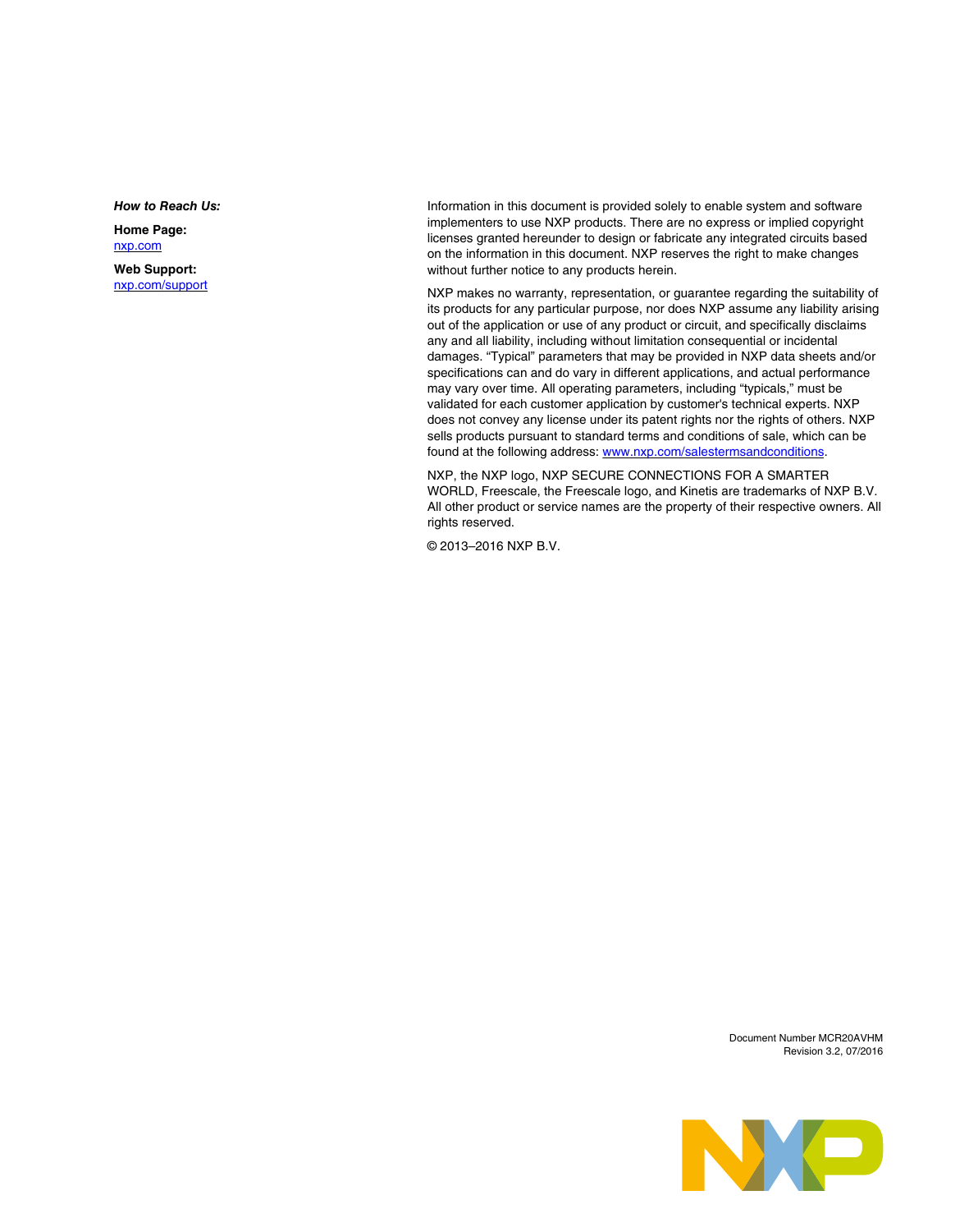***How to Reach Us:***

**Home Page:**
nxp.com

**Web Support:**
nxp.com/support

Information in this document is provided solely to enable system and software implementers to use NXP products. There are no express or implied copyright licenses granted hereunder to design or fabricate any integrated circuits based on the information in this document. NXP reserves the right to make changes without further notice to any products herein.

NXP makes no warranty, representation, or guarantee regarding the suitability of its products for any particular purpose, nor does NXP assume any liability arising out of the application or use of any product or circuit, and specifically disclaims any and all liability, including without limitation consequential or incidental damages. “Typical” parameters that may be provided in NXP data sheets and/or specifications can and do vary in different applications, and actual performance may vary over time. All operating parameters, including “typicals,” must be validated for each customer application by customer's technical experts. NXP does not convey any license under its patent rights nor the rights of others. NXP sells products pursuant to standard terms and conditions of sale, which can be found at the following address: www.nxp.com/salestermsandconditions.

NXP, the NXP logo, NXP SECURE CONNECTIONS FOR A SMARTER WORLD, Freescale, the Freescale logo, and Kinetis are trademarks of NXP B.V. All other product or service names are the property of their respective owners. All rights reserved.

© 2013–2016 NXP B.V.

Document Number MCR20AVHM
Revision 3.2, 07/2016